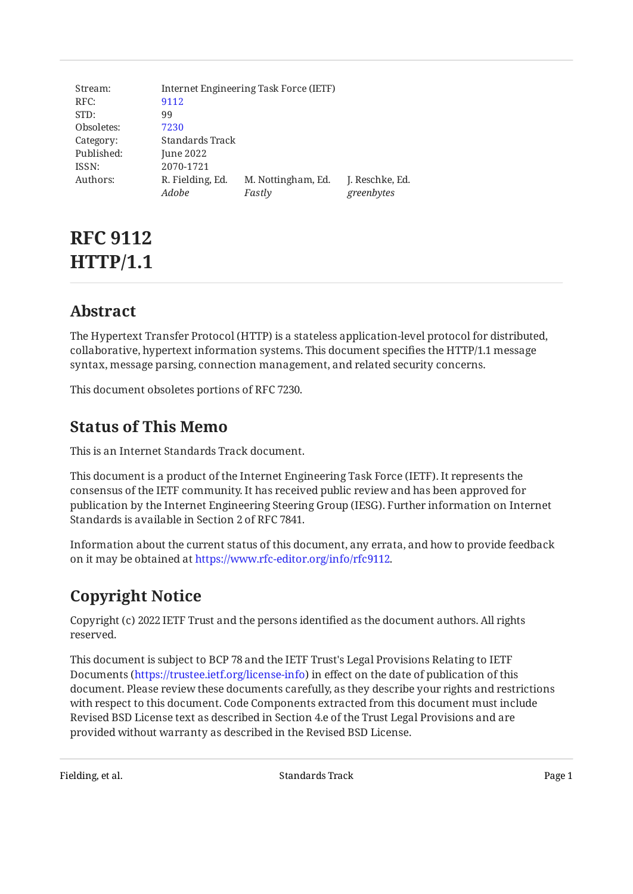| Stream: | Internet Engineering Task Force (IETF) | | |
|---|---|---|---|
| RFC: | 9112 | | |
| STD: | 99 | | |
| Obsoletes: | 7230 | | |
| Category: | Standards Track | | |
| Published: | June 2022 | | |
| ISSN: | 2070-1721 | | |
| Authors: | R. Fielding, Ed. | M. Nottingham, Ed. | J. Reschke, Ed. |
| | *Adobe* | *Fastly* | *greenbytes* |

# RFC 9112
# HTTP/1.1

## Abstract

The Hypertext Transfer Protocol (HTTP) is a stateless application-level protocol for distributed, collaborative, hypertext information systems. This document specifies the HTTP/1.1 message syntax, message parsing, connection management, and related security concerns.

This document obsoletes portions of RFC 7230.

## Status of This Memo

This is an Internet Standards Track document.

This document is a product of the Internet Engineering Task Force (IETF). It represents the consensus of the IETF community. It has received public review and has been approved for publication by the Internet Engineering Steering Group (IESG). Further information on Internet Standards is available in Section 2 of RFC 7841.

Information about the current status of this document, any errata, and how to provide feedback on it may be obtained at https://www.rfc-editor.org/info/rfc9112.

## Copyright Notice

Copyright (c) 2022 IETF Trust and the persons identified as the document authors. All rights reserved.

This document is subject to BCP 78 and the IETF Trust's Legal Provisions Relating to IETF Documents (https://trustee.ietf.org/license-info) in effect on the date of publication of this document. Please review these documents carefully, as they describe your rights and restrictions with respect to this document. Code Components extracted from this document must include Revised BSD License text as described in Section 4.e of the Trust Legal Provisions and are provided without warranty as described in the Revised BSD License.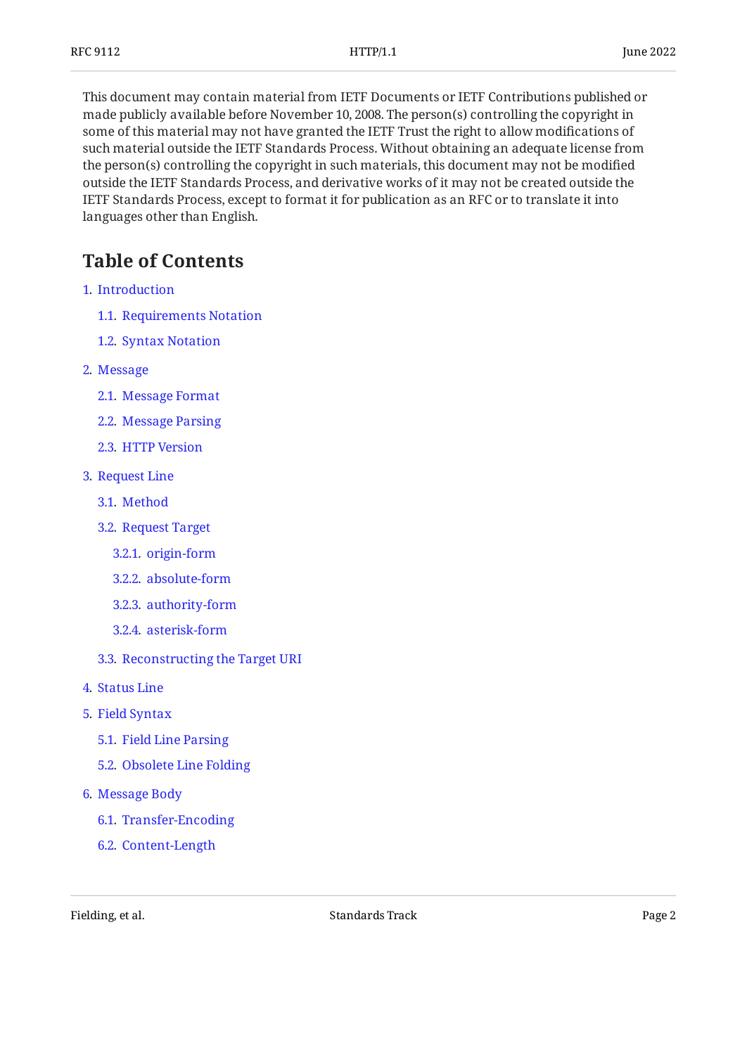This document may contain material from IETF Documents or IETF Contributions published or made publicly available before November 10, 2008. The person(s) controlling the copyright in some of this material may not have granted the IETF Trust the right to allow modifications of such material outside the IETF Standards Process. Without obtaining an adequate license from the person(s) controlling the copyright in such materials, this document may not be modified outside the IETF Standards Process, and derivative works of it may not be created outside the IETF Standards Process, except to format it for publication as an RFC or to translate it into languages other than English.

## Table of Contents

1. Introduction
   - 1.1. Requirements Notation
   - 1.2. Syntax Notation
2. Message
   - 2.1. Message Format
   - 2.2. Message Parsing
   - 2.3. HTTP Version
3. Request Line
   - 3.1. Method
   - 3.2. Request Target
     - 3.2.1. origin-form
     - 3.2.2. absolute-form
     - 3.2.3. authority-form
     - 3.2.4. asterisk-form
   - 3.3. Reconstructing the Target URI
4. Status Line
5. Field Syntax
   - 5.1. Field Line Parsing
   - 5.2. Obsolete Line Folding
6. Message Body
   - 6.1. Transfer-Encoding
   - 6.2. Content-Length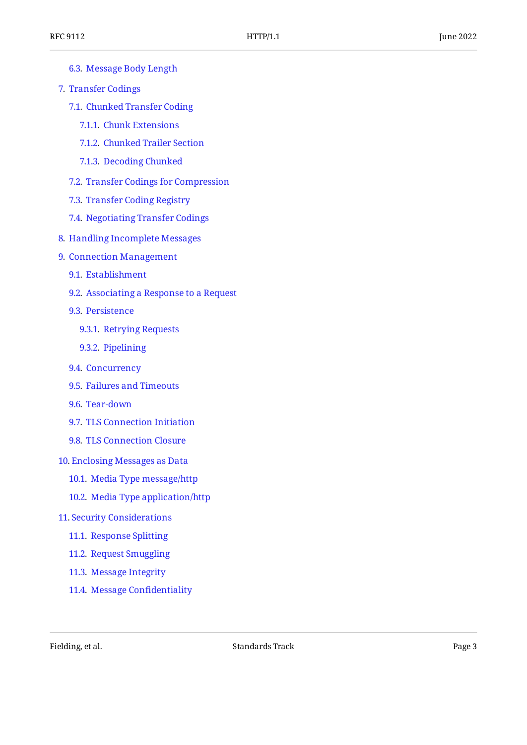- 6.3. Message Body Length
- 7. Transfer Codings
  - 7.1. Chunked Transfer Coding
    - 7.1.1. Chunk Extensions
    - 7.1.2. Chunked Trailer Section
    - 7.1.3. Decoding Chunked
  - 7.2. Transfer Codings for Compression
  - 7.3. Transfer Coding Registry
  - 7.4. Negotiating Transfer Codings
- 8. Handling Incomplete Messages
- 9. Connection Management
  - 9.1. Establishment
  - 9.2. Associating a Response to a Request
  - 9.3. Persistence
    - 9.3.1. Retrying Requests
    - 9.3.2. Pipelining
  - 9.4. Concurrency
  - 9.5. Failures and Timeouts
  - 9.6. Tear-down
  - 9.7. TLS Connection Initiation
  - 9.8. TLS Connection Closure
- 10. Enclosing Messages as Data
  - 10.1. Media Type message/http
  - 10.2. Media Type application/http
- 11. Security Considerations
  - 11.1. Response Splitting
  - 11.2. Request Smuggling
  - 11.3. Message Integrity
  - 11.4. Message Confidentiality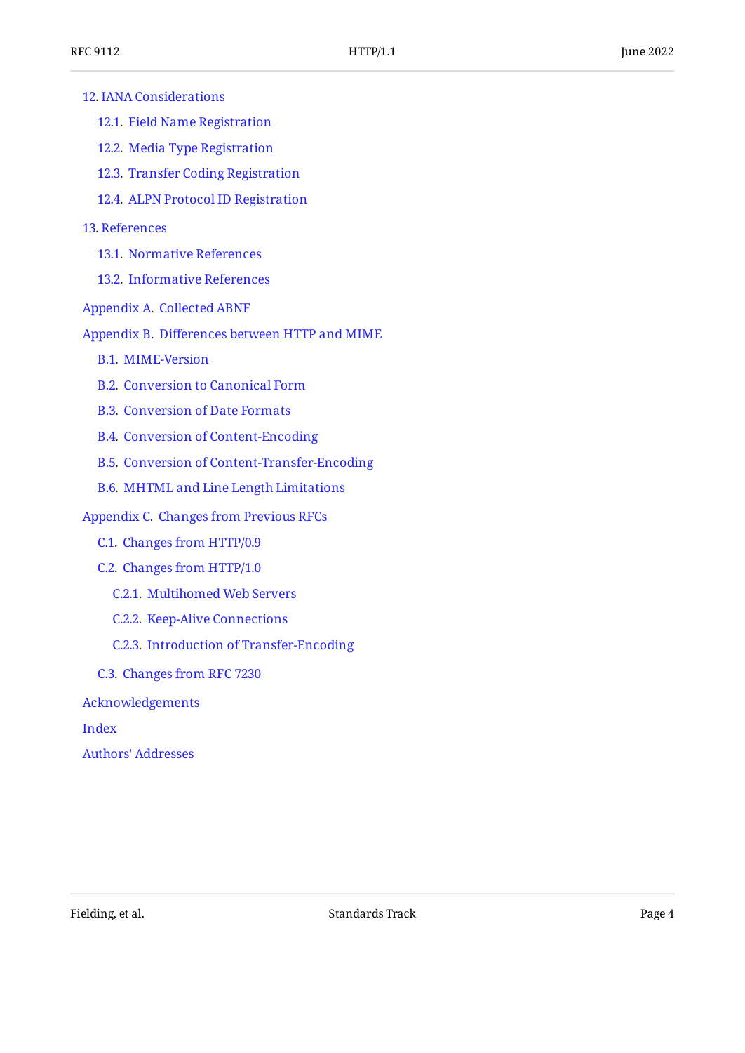- 12. IANA Considerations
  - 12.1. Field Name Registration
  - 12.2. Media Type Registration
  - 12.3. Transfer Coding Registration
  - 12.4. ALPN Protocol ID Registration
- 13. References
  - 13.1. Normative References
  - 13.2. Informative References
- Appendix A. Collected ABNF
- Appendix B. Differences between HTTP and MIME
  - B.1. MIME-Version
  - B.2. Conversion to Canonical Form
  - B.3. Conversion of Date Formats
  - B.4. Conversion of Content-Encoding
  - B.5. Conversion of Content-Transfer-Encoding
  - B.6. MHTML and Line Length Limitations
- Appendix C. Changes from Previous RFCs
  - C.1. Changes from HTTP/0.9
  - C.2. Changes from HTTP/1.0
    - C.2.1. Multihomed Web Servers
    - C.2.2. Keep-Alive Connections
    - C.2.3. Introduction of Transfer-Encoding
  - C.3. Changes from RFC 7230
- Acknowledgements
- Index
- Authors' Addresses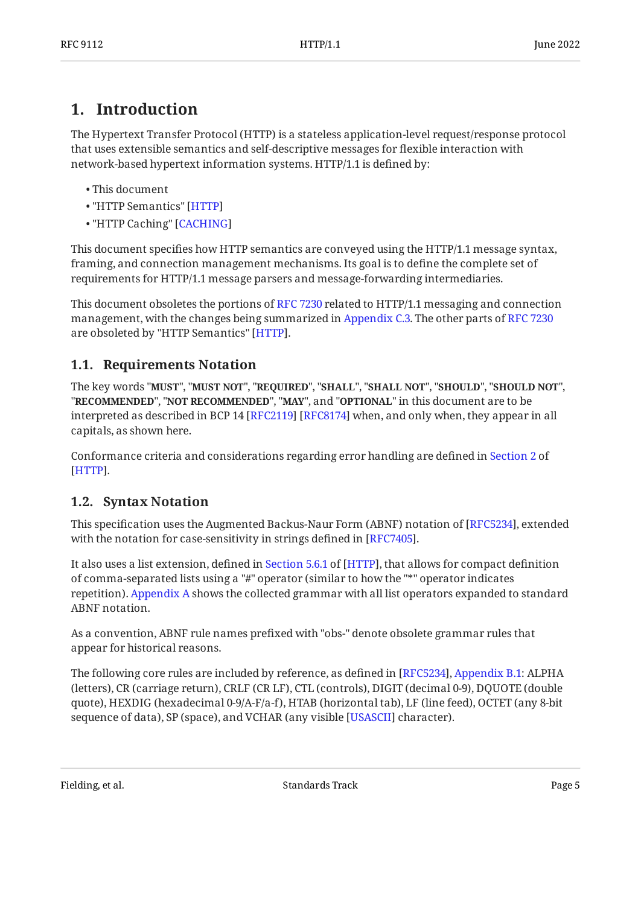# 1. Introduction

The Hypertext Transfer Protocol (HTTP) is a stateless application-level request/response protocol that uses extensible semantics and self-descriptive messages for flexible interaction with network-based hypertext information systems. HTTP/1.1 is defined by:

- This document
- "HTTP Semantics" [HTTP]
- "HTTP Caching" [CACHING]

This document specifies how HTTP semantics are conveyed using the HTTP/1.1 message syntax, framing, and connection management mechanisms. Its goal is to define the complete set of requirements for HTTP/1.1 message parsers and message-forwarding intermediaries.

This document obsoletes the portions of RFC 7230 related to HTTP/1.1 messaging and connection management, with the changes being summarized in Appendix C.3. The other parts of RFC 7230 are obsoleted by "HTTP Semantics" [HTTP].

## 1.1. Requirements Notation

The key words "**MUST**", "**MUST NOT**", "**REQUIRED**", "**SHALL**", "**SHALL NOT**", "**SHOULD**", "**SHOULD NOT**", "**RECOMMENDED**", "**NOT RECOMMENDED**", "**MAY**", and "**OPTIONAL**" in this document are to be interpreted as described in BCP 14 [RFC2119] [RFC8174] when, and only when, they appear in all capitals, as shown here.

Conformance criteria and considerations regarding error handling are defined in Section 2 of [HTTP].

## 1.2. Syntax Notation

This specification uses the Augmented Backus-Naur Form (ABNF) notation of [RFC5234], extended with the notation for case-sensitivity in strings defined in [RFC7405].

It also uses a list extension, defined in Section 5.6.1 of [HTTP], that allows for compact definition of comma-separated lists using a "#" operator (similar to how the "*" operator indicates repetition). Appendix A shows the collected grammar with all list operators expanded to standard ABNF notation.

As a convention, ABNF rule names prefixed with "obs-" denote obsolete grammar rules that appear for historical reasons.

The following core rules are included by reference, as defined in [RFC5234], Appendix B.1: ALPHA (letters), CR (carriage return), CRLF (CR LF), CTL (controls), DIGIT (decimal 0-9), DQUOTE (double quote), HEXDIG (hexadecimal 0-9/A-F/a-f), HTAB (horizontal tab), LF (line feed), OCTET (any 8-bit sequence of data), SP (space), and VCHAR (any visible [USASCII] character).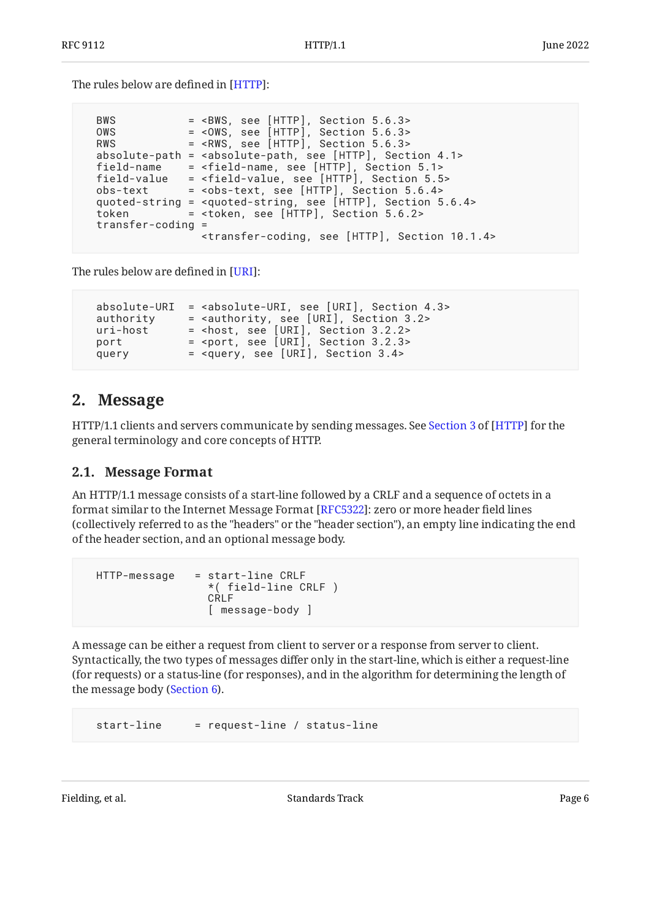The rules below are defined in [HTTP]:

```
  BWS           = <BWS, see [HTTP], Section 5.6.3>
  OWS           = <OWS, see [HTTP], Section 5.6.3>
  RWS           = <RWS, see [HTTP], Section 5.6.3>
  absolute-path = <absolute-path, see [HTTP], Section 4.1>
  field-name    = <field-name, see [HTTP], Section 5.1>
  field-value   = <field-value, see [HTTP], Section 5.5>
  obs-text      = <obs-text, see [HTTP], Section 5.6.4>
  quoted-string = <quoted-string, see [HTTP], Section 5.6.4>
  token         = <token, see [HTTP], Section 5.6.2>
  transfer-coding =
                  <transfer-coding, see [HTTP], Section 10.1.4>
```

The rules below are defined in [URI]:

```
  absolute-URI  = <absolute-URI, see [URI], Section 4.3>
  authority     = <authority, see [URI], Section 3.2>
  uri-host      = <host, see [URI], Section 3.2.2>
  port          = <port, see [URI], Section 3.2.3>
  query         = <query, see [URI], Section 3.4>
```

## 2. Message

HTTP/1.1 clients and servers communicate by sending messages. See Section 3 of [HTTP] for the general terminology and core concepts of HTTP.

### 2.1. Message Format

An HTTP/1.1 message consists of a start-line followed by a CRLF and a sequence of octets in a format similar to the Internet Message Format [RFC5322]: zero or more header field lines (collectively referred to as the "headers" or the "header section"), an empty line indicating the end of the header section, and an optional message body.

```
  HTTP-message   = start-line CRLF
                   *( field-line CRLF )
                   CRLF
                   [ message-body ]
```

A message can be either a request from client to server or a response from server to client. Syntactically, the two types of messages differ only in the start-line, which is either a request-line (for requests) or a status-line (for responses), and in the algorithm for determining the length of the message body (Section 6).

```
  start-line     = request-line / status-line
```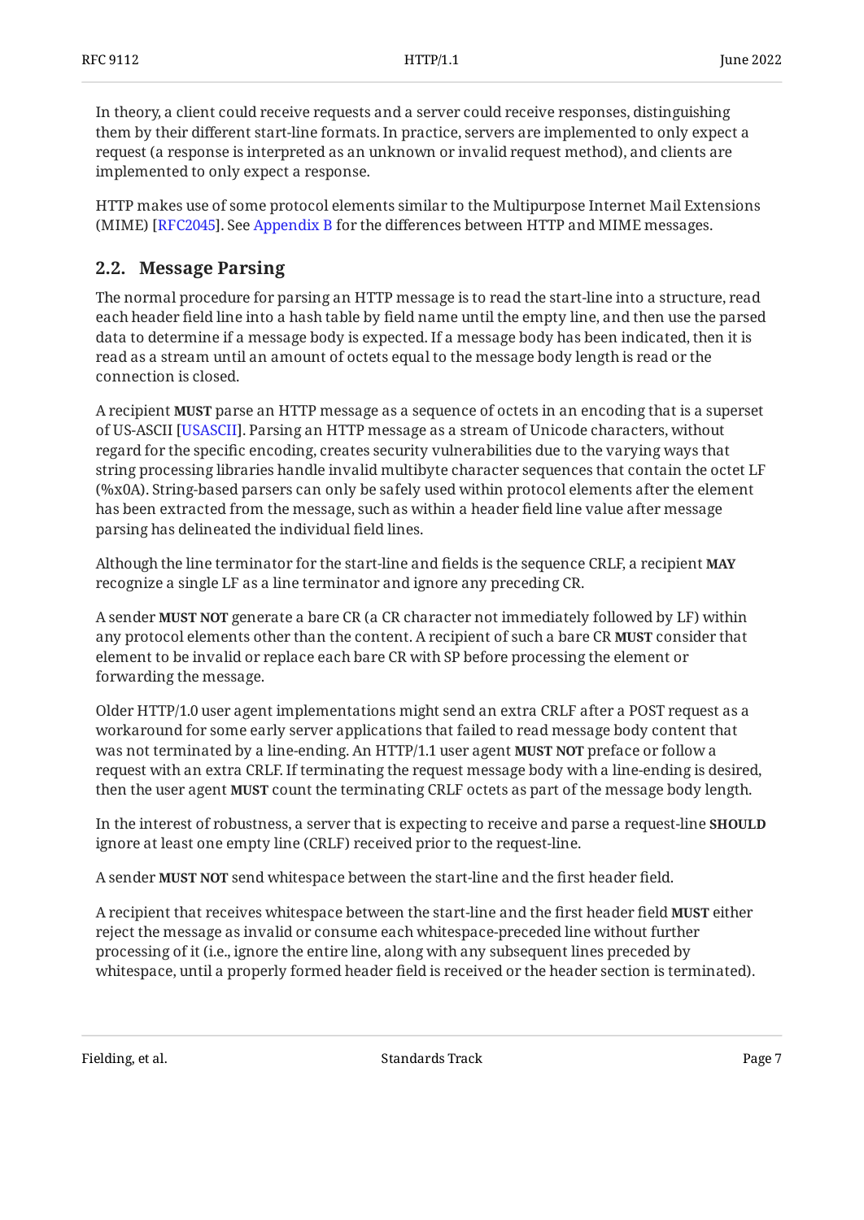In theory, a client could receive requests and a server could receive responses, distinguishing them by their different start-line formats. In practice, servers are implemented to only expect a request (a response is interpreted as an unknown or invalid request method), and clients are implemented to only expect a response.

HTTP makes use of some protocol elements similar to the Multipurpose Internet Mail Extensions (MIME) [RFC2045]. See Appendix B for the differences between HTTP and MIME messages.

## 2.2. Message Parsing

The normal procedure for parsing an HTTP message is to read the start-line into a structure, read each header field line into a hash table by field name until the empty line, and then use the parsed data to determine if a message body is expected. If a message body has been indicated, then it is read as a stream until an amount of octets equal to the message body length is read or the connection is closed.

A recipient **MUST** parse an HTTP message as a sequence of octets in an encoding that is a superset of US-ASCII [USASCII]. Parsing an HTTP message as a stream of Unicode characters, without regard for the specific encoding, creates security vulnerabilities due to the varying ways that string processing libraries handle invalid multibyte character sequences that contain the octet LF (%x0A). String-based parsers can only be safely used within protocol elements after the element has been extracted from the message, such as within a header field line value after message parsing has delineated the individual field lines.

Although the line terminator for the start-line and fields is the sequence CRLF, a recipient **MAY** recognize a single LF as a line terminator and ignore any preceding CR.

A sender **MUST NOT** generate a bare CR (a CR character not immediately followed by LF) within any protocol elements other than the content. A recipient of such a bare CR **MUST** consider that element to be invalid or replace each bare CR with SP before processing the element or forwarding the message.

Older HTTP/1.0 user agent implementations might send an extra CRLF after a POST request as a workaround for some early server applications that failed to read message body content that was not terminated by a line-ending. An HTTP/1.1 user agent **MUST NOT** preface or follow a request with an extra CRLF. If terminating the request message body with a line-ending is desired, then the user agent **MUST** count the terminating CRLF octets as part of the message body length.

In the interest of robustness, a server that is expecting to receive and parse a request-line **SHOULD** ignore at least one empty line (CRLF) received prior to the request-line.

A sender **MUST NOT** send whitespace between the start-line and the first header field.

A recipient that receives whitespace between the start-line and the first header field **MUST** either reject the message as invalid or consume each whitespace-preceded line without further processing of it (i.e., ignore the entire line, along with any subsequent lines preceded by whitespace, until a properly formed header field is received or the header section is terminated).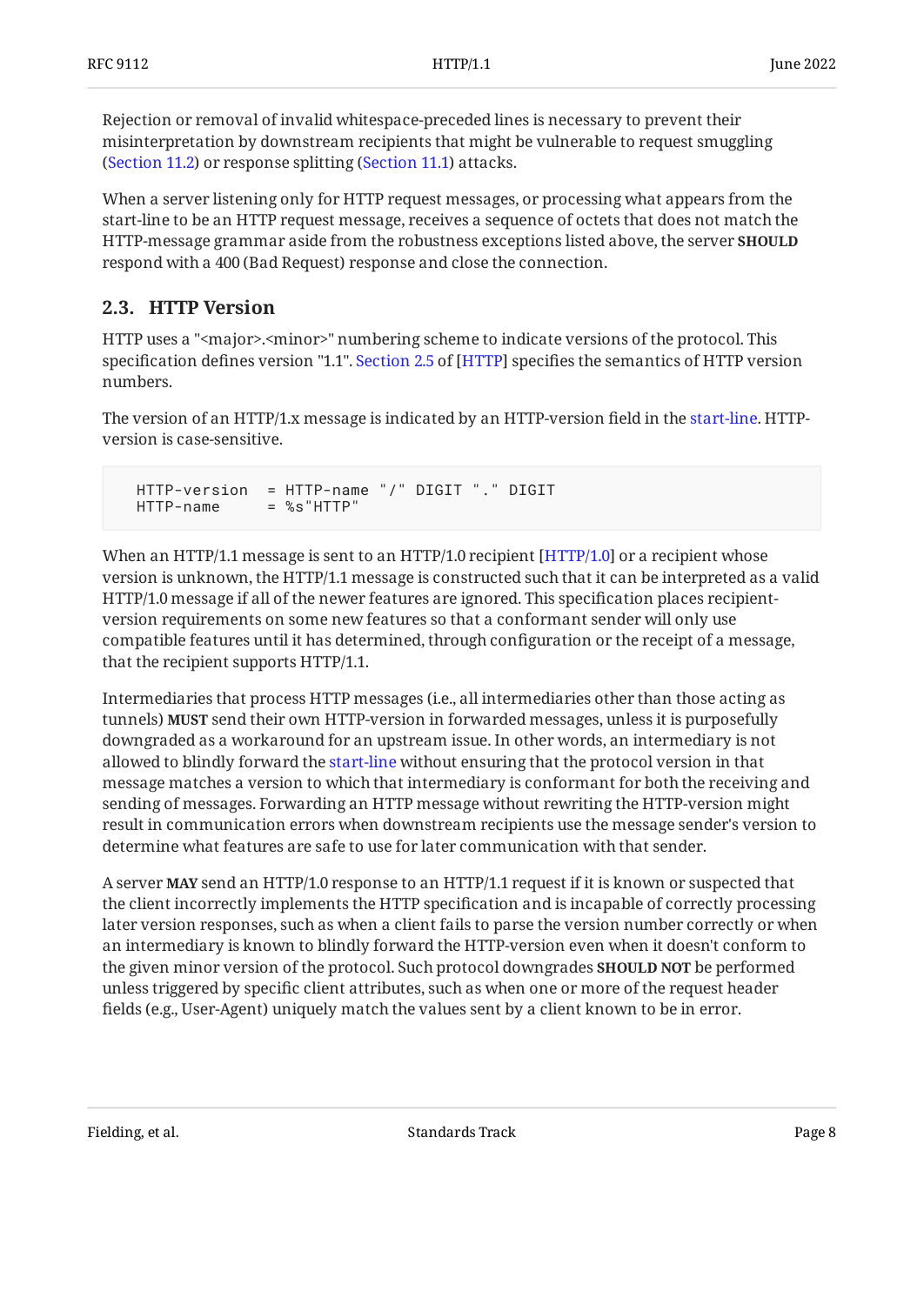Rejection or removal of invalid whitespace-preceded lines is necessary to prevent their misinterpretation by downstream recipients that might be vulnerable to request smuggling (Section 11.2) or response splitting (Section 11.1) attacks.

When a server listening only for HTTP request messages, or processing what appears from the start-line to be an HTTP request message, receives a sequence of octets that does not match the HTTP-message grammar aside from the robustness exceptions listed above, the server **SHOULD** respond with a 400 (Bad Request) response and close the connection.

## 2.3. HTTP Version

HTTP uses a "<major>.<minor>" numbering scheme to indicate versions of the protocol. This specification defines version "1.1". Section 2.5 of [HTTP] specifies the semantics of HTTP version numbers.

The version of an HTTP/1.x message is indicated by an HTTP-version field in the start-line. HTTP-version is case-sensitive.

```
HTTP-version  = HTTP-name "/" DIGIT "." DIGIT
HTTP-name     = %s"HTTP"
```

When an HTTP/1.1 message is sent to an HTTP/1.0 recipient [HTTP/1.0] or a recipient whose version is unknown, the HTTP/1.1 message is constructed such that it can be interpreted as a valid HTTP/1.0 message if all of the newer features are ignored. This specification places recipient-version requirements on some new features so that a conformant sender will only use compatible features until it has determined, through configuration or the receipt of a message, that the recipient supports HTTP/1.1.

Intermediaries that process HTTP messages (i.e., all intermediaries other than those acting as tunnels) **MUST** send their own HTTP-version in forwarded messages, unless it is purposefully downgraded as a workaround for an upstream issue. In other words, an intermediary is not allowed to blindly forward the start-line without ensuring that the protocol version in that message matches a version to which that intermediary is conformant for both the receiving and sending of messages. Forwarding an HTTP message without rewriting the HTTP-version might result in communication errors when downstream recipients use the message sender's version to determine what features are safe to use for later communication with that sender.

A server **MAY** send an HTTP/1.0 response to an HTTP/1.1 request if it is known or suspected that the client incorrectly implements the HTTP specification and is incapable of correctly processing later version responses, such as when a client fails to parse the version number correctly or when an intermediary is known to blindly forward the HTTP-version even when it doesn't conform to the given minor version of the protocol. Such protocol downgrades **SHOULD NOT** be performed unless triggered by specific client attributes, such as when one or more of the request header fields (e.g., User-Agent) uniquely match the values sent by a client known to be in error.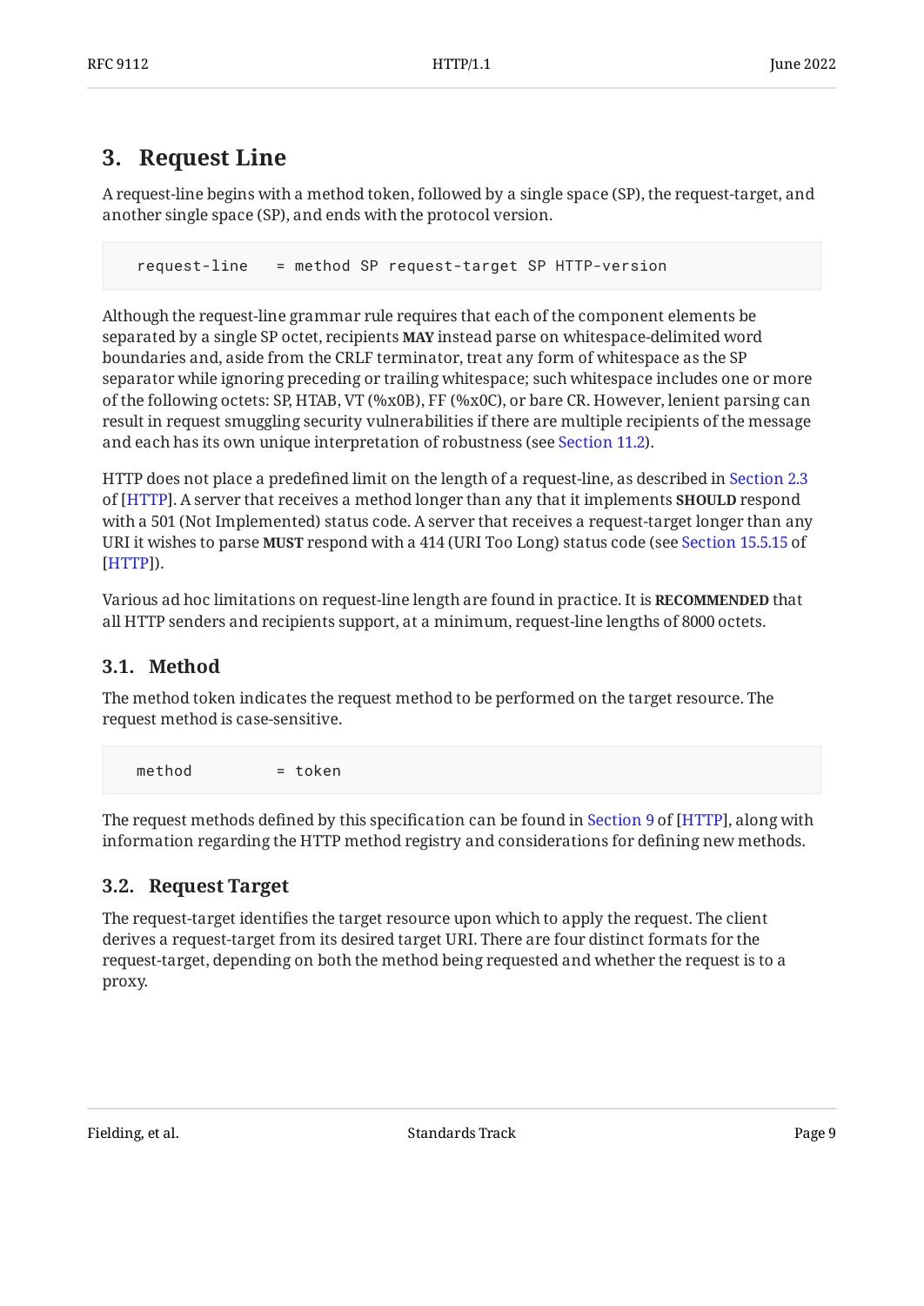## 3. Request Line

A request-line begins with a method token, followed by a single space (SP), the request-target, and another single space (SP), and ends with the protocol version.

```
  request-line   = method SP request-target SP HTTP-version
```

Although the request-line grammar rule requires that each of the component elements be separated by a single SP octet, recipients **MAY** instead parse on whitespace-delimited word boundaries and, aside from the CRLF terminator, treat any form of whitespace as the SP separator while ignoring preceding or trailing whitespace; such whitespace includes one or more of the following octets: SP, HTAB, VT (%x0B), FF (%x0C), or bare CR. However, lenient parsing can result in request smuggling security vulnerabilities if there are multiple recipients of the message and each has its own unique interpretation of robustness (see Section 11.2).

HTTP does not place a predefined limit on the length of a request-line, as described in Section 2.3 of [HTTP]. A server that receives a method longer than any that it implements **SHOULD** respond with a 501 (Not Implemented) status code. A server that receives a request-target longer than any URI it wishes to parse **MUST** respond with a 414 (URI Too Long) status code (see Section 15.5.15 of [HTTP]).

Various ad hoc limitations on request-line length are found in practice. It is **RECOMMENDED** that all HTTP senders and recipients support, at a minimum, request-line lengths of 8000 octets.

### 3.1. Method

The method token indicates the request method to be performed on the target resource. The request method is case-sensitive.

```
  method         = token
```

The request methods defined by this specification can be found in Section 9 of [HTTP], along with information regarding the HTTP method registry and considerations for defining new methods.

### 3.2. Request Target

The request-target identifies the target resource upon which to apply the request. The client derives a request-target from its desired target URI. There are four distinct formats for the request-target, depending on both the method being requested and whether the request is to a proxy.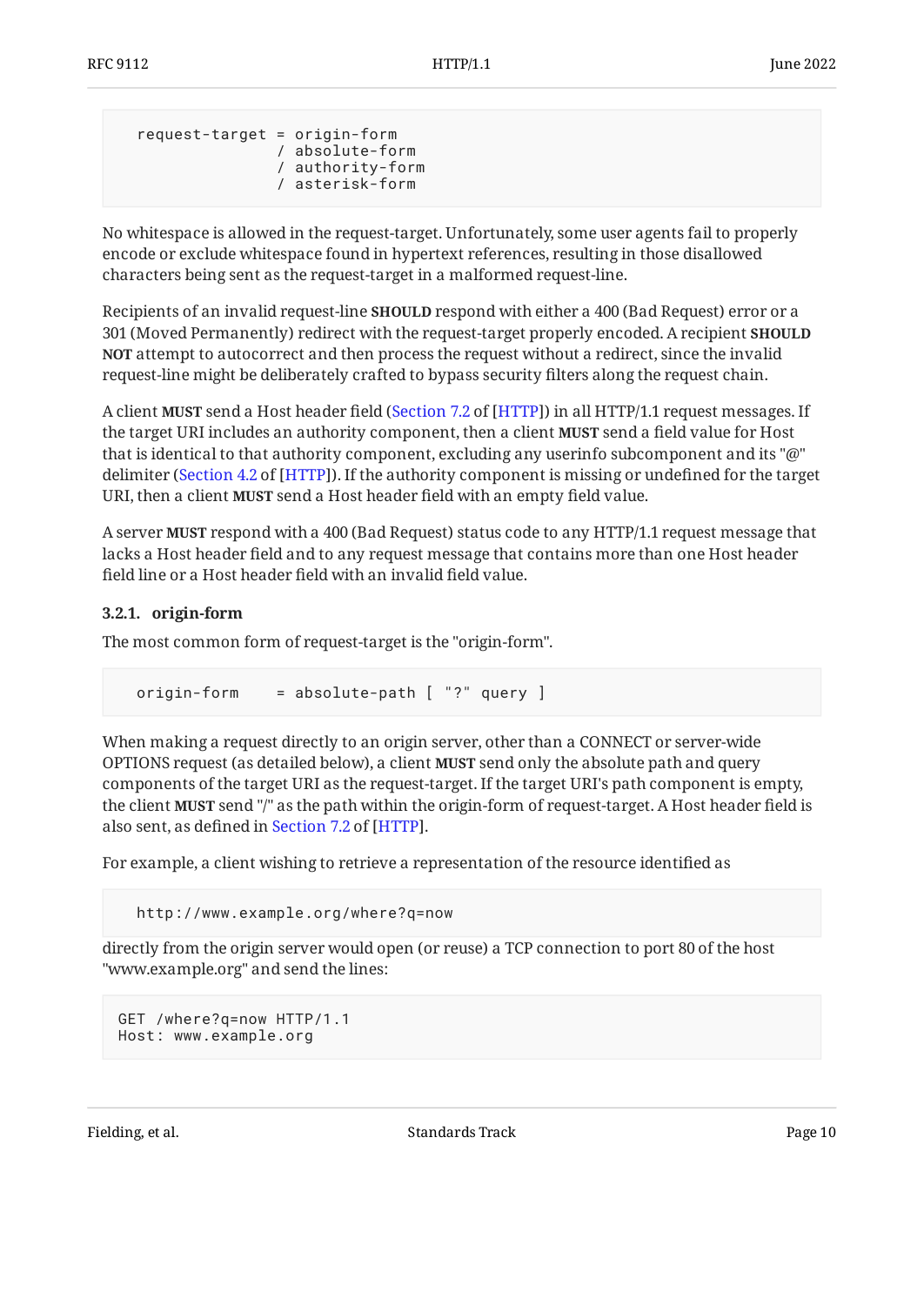```
  request-target = origin-form
                 / absolute-form
                 / authority-form
                 / asterisk-form
```

No whitespace is allowed in the request-target. Unfortunately, some user agents fail to properly encode or exclude whitespace found in hypertext references, resulting in those disallowed characters being sent as the request-target in a malformed request-line.

Recipients of an invalid request-line **SHOULD** respond with either a 400 (Bad Request) error or a 301 (Moved Permanently) redirect with the request-target properly encoded. A recipient **SHOULD NOT** attempt to autocorrect and then process the request without a redirect, since the invalid request-line might be deliberately crafted to bypass security filters along the request chain.

A client **MUST** send a Host header field (Section 7.2 of [HTTP]) in all HTTP/1.1 request messages. If the target URI includes an authority component, then a client **MUST** send a field value for Host that is identical to that authority component, excluding any userinfo subcomponent and its "@" delimiter (Section 4.2 of [HTTP]). If the authority component is missing or undefined for the target URI, then a client **MUST** send a Host header field with an empty field value.

A server **MUST** respond with a 400 (Bad Request) status code to any HTTP/1.1 request message that lacks a Host header field and to any request message that contains more than one Host header field line or a Host header field with an invalid field value.

#### 3.2.1. origin-form

The most common form of request-target is the "origin-form".

```
  origin-form    = absolute-path [ "?" query ]
```

When making a request directly to an origin server, other than a CONNECT or server-wide OPTIONS request (as detailed below), a client **MUST** send only the absolute path and query components of the target URI as the request-target. If the target URI's path component is empty, the client **MUST** send "/" as the path within the origin-form of request-target. A Host header field is also sent, as defined in Section 7.2 of [HTTP].

For example, a client wishing to retrieve a representation of the resource identified as

```
  http://www.example.org/where?q=now
```

directly from the origin server would open (or reuse) a TCP connection to port 80 of the host "www.example.org" and send the lines:

```
GET /where?q=now HTTP/1.1
Host: www.example.org
```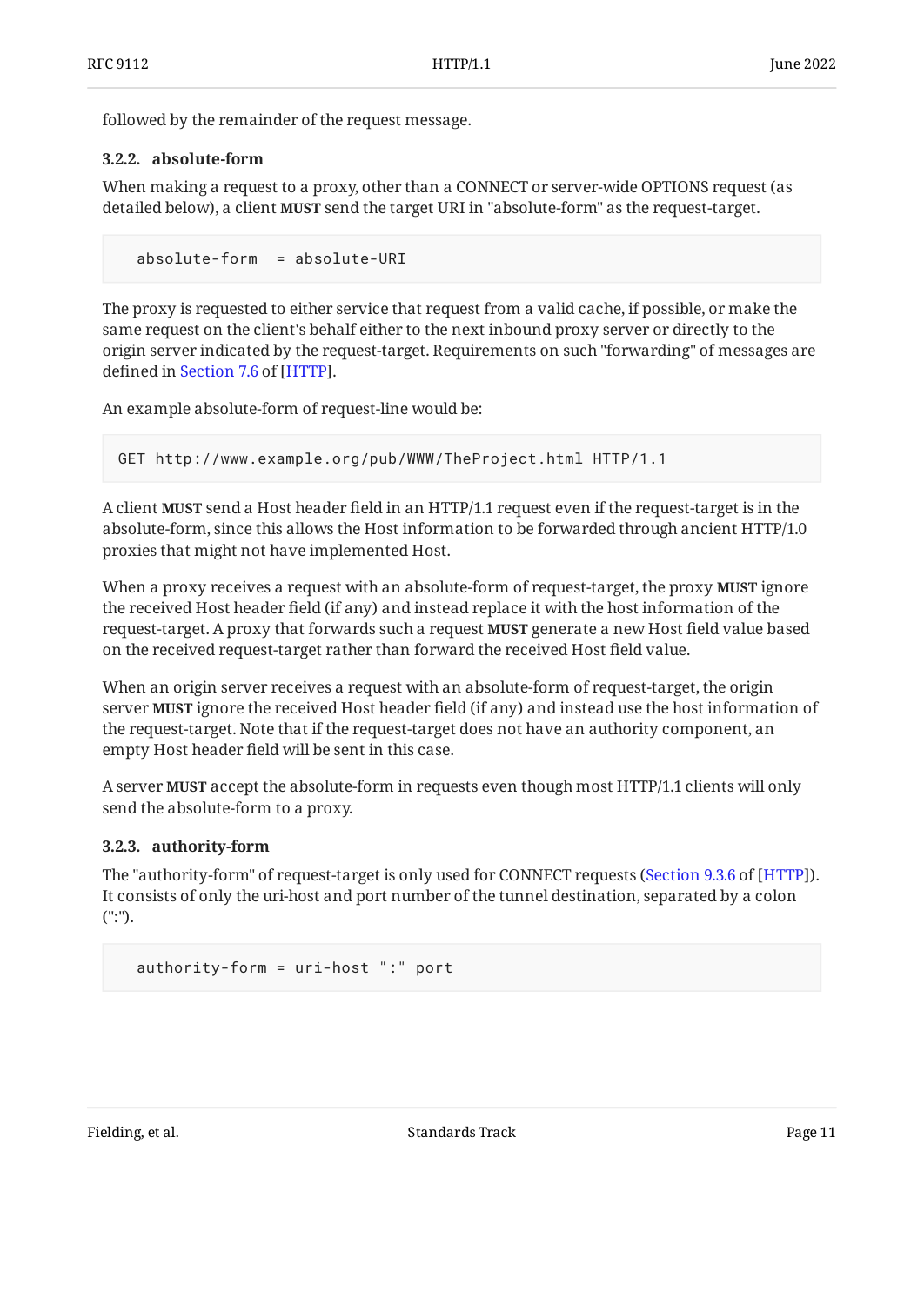followed by the remainder of the request message.

### 3.2.2. absolute-form

When making a request to a proxy, other than a CONNECT or server-wide OPTIONS request (as detailed below), a client **MUST** send the target URI in "absolute-form" as the request-target.

```
  absolute-form  = absolute-URI
```

The proxy is requested to either service that request from a valid cache, if possible, or make the same request on the client's behalf either to the next inbound proxy server or directly to the origin server indicated by the request-target. Requirements on such "forwarding" of messages are defined in Section 7.6 of [HTTP].

An example absolute-form of request-line would be:

```
GET http://www.example.org/pub/WWW/TheProject.html HTTP/1.1
```

A client **MUST** send a Host header field in an HTTP/1.1 request even if the request-target is in the absolute-form, since this allows the Host information to be forwarded through ancient HTTP/1.0 proxies that might not have implemented Host.

When a proxy receives a request with an absolute-form of request-target, the proxy **MUST** ignore the received Host header field (if any) and instead replace it with the host information of the request-target. A proxy that forwards such a request **MUST** generate a new Host field value based on the received request-target rather than forward the received Host field value.

When an origin server receives a request with an absolute-form of request-target, the origin server **MUST** ignore the received Host header field (if any) and instead use the host information of the request-target. Note that if the request-target does not have an authority component, an empty Host header field will be sent in this case.

A server **MUST** accept the absolute-form in requests even though most HTTP/1.1 clients will only send the absolute-form to a proxy.

### 3.2.3. authority-form

The "authority-form" of request-target is only used for CONNECT requests (Section 9.3.6 of [HTTP]). It consists of only the uri-host and port number of the tunnel destination, separated by a colon (":").

```
  authority-form = uri-host ":" port
```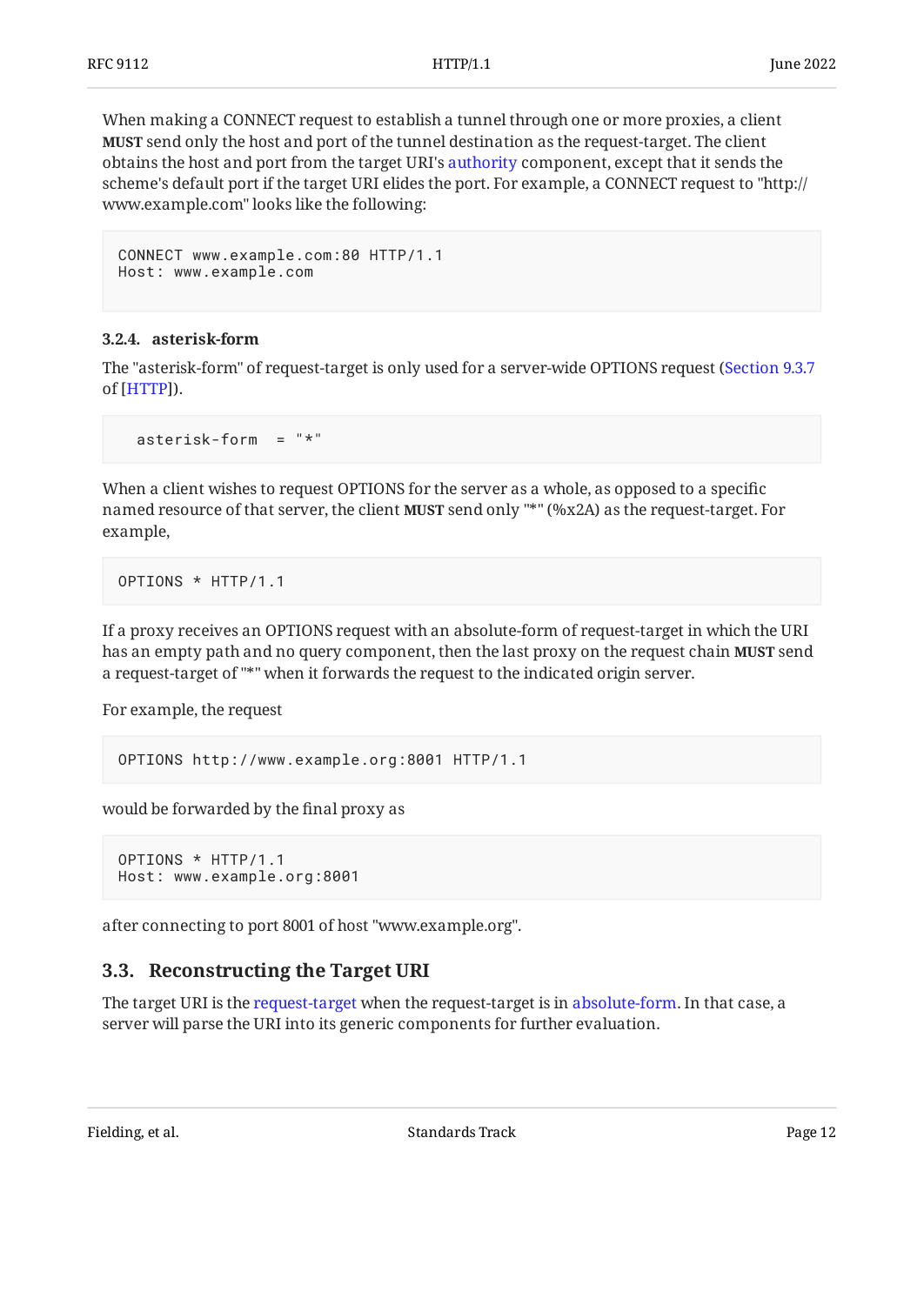When making a CONNECT request to establish a tunnel through one or more proxies, a client **MUST** send only the host and port of the tunnel destination as the request-target. The client obtains the host and port from the target URI's authority component, except that it sends the scheme's default port if the target URI elides the port. For example, a CONNECT request to "http://www.example.com" looks like the following:

```
CONNECT www.example.com:80 HTTP/1.1
Host: www.example.com
```

#### 3.2.4. asterisk-form

The "asterisk-form" of request-target is only used for a server-wide OPTIONS request (Section 9.3.7 of [HTTP]).

```
  asterisk-form  = "*"
```

When a client wishes to request OPTIONS for the server as a whole, as opposed to a specific named resource of that server, the client **MUST** send only "*" (%x2A) as the request-target. For example,

```
OPTIONS * HTTP/1.1
```

If a proxy receives an OPTIONS request with an absolute-form of request-target in which the URI has an empty path and no query component, then the last proxy on the request chain **MUST** send a request-target of "*" when it forwards the request to the indicated origin server.

For example, the request

```
OPTIONS http://www.example.org:8001 HTTP/1.1
```

would be forwarded by the final proxy as

```
OPTIONS * HTTP/1.1
Host: www.example.org:8001
```

after connecting to port 8001 of host "www.example.org".

### 3.3. Reconstructing the Target URI

The target URI is the request-target when the request-target is in absolute-form. In that case, a server will parse the URI into its generic components for further evaluation.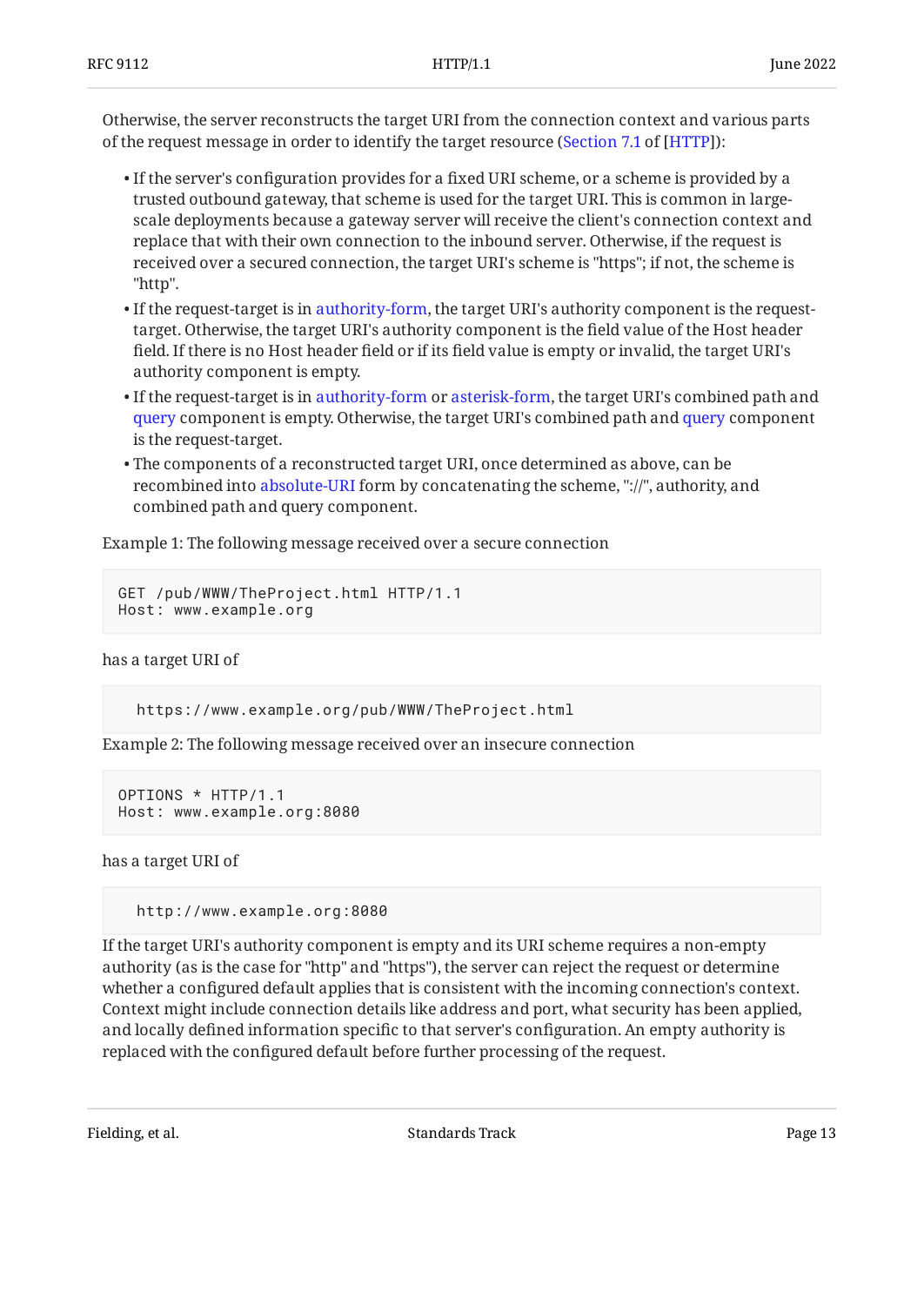Otherwise, the server reconstructs the target URI from the connection context and various parts of the request message in order to identify the target resource (Section 7.1 of [HTTP]):

- If the server's configuration provides for a fixed URI scheme, or a scheme is provided by a trusted outbound gateway, that scheme is used for the target URI. This is common in large-scale deployments because a gateway server will receive the client's connection context and replace that with their own connection to the inbound server. Otherwise, if the request is received over a secured connection, the target URI's scheme is "https"; if not, the scheme is "http".
- If the request-target is in authority-form, the target URI's authority component is the request-target. Otherwise, the target URI's authority component is the field value of the Host header field. If there is no Host header field or if its field value is empty or invalid, the target URI's authority component is empty.
- If the request-target is in authority-form or asterisk-form, the target URI's combined path and query component is empty. Otherwise, the target URI's combined path and query component is the request-target.
- The components of a reconstructed target URI, once determined as above, can be recombined into absolute-URI form by concatenating the scheme, "://", authority, and combined path and query component.

Example 1: The following message received over a secure connection

```
GET /pub/WWW/TheProject.html HTTP/1.1
Host: www.example.org
```

has a target URI of

```
  https://www.example.org/pub/WWW/TheProject.html
```

Example 2: The following message received over an insecure connection

```
OPTIONS * HTTP/1.1
Host: www.example.org:8080
```

has a target URI of

```
  http://www.example.org:8080
```

If the target URI's authority component is empty and its URI scheme requires a non-empty authority (as is the case for "http" and "https"), the server can reject the request or determine whether a configured default applies that is consistent with the incoming connection's context. Context might include connection details like address and port, what security has been applied, and locally defined information specific to that server's configuration. An empty authority is replaced with the configured default before further processing of the request.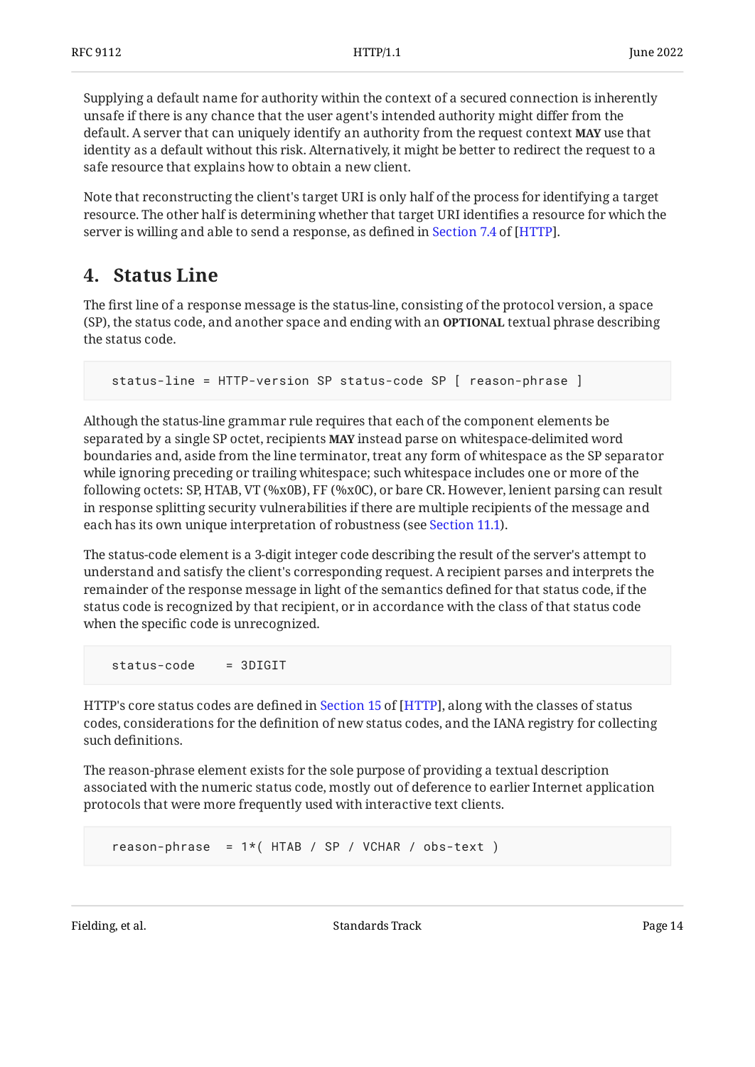Supplying a default name for authority within the context of a secured connection is inherently unsafe if there is any chance that the user agent's intended authority might differ from the default. A server that can uniquely identify an authority from the request context **MAY** use that identity as a default without this risk. Alternatively, it might be better to redirect the request to a safe resource that explains how to obtain a new client.

Note that reconstructing the client's target URI is only half of the process for identifying a target resource. The other half is determining whether that target URI identifies a resource for which the server is willing and able to send a response, as defined in Section 7.4 of [HTTP].

## 4. Status Line

The first line of a response message is the status-line, consisting of the protocol version, a space (SP), the status code, and another space and ending with an **OPTIONAL** textual phrase describing the status code.

```
status-line = HTTP-version SP status-code SP [ reason-phrase ]
```

Although the status-line grammar rule requires that each of the component elements be separated by a single SP octet, recipients **MAY** instead parse on whitespace-delimited word boundaries and, aside from the line terminator, treat any form of whitespace as the SP separator while ignoring preceding or trailing whitespace; such whitespace includes one or more of the following octets: SP, HTAB, VT (%x0B), FF (%x0C), or bare CR. However, lenient parsing can result in response splitting security vulnerabilities if there are multiple recipients of the message and each has its own unique interpretation of robustness (see Section 11.1).

The status-code element is a 3-digit integer code describing the result of the server's attempt to understand and satisfy the client's corresponding request. A recipient parses and interprets the remainder of the response message in light of the semantics defined for that status code, if the status code is recognized by that recipient, or in accordance with the class of that status code when the specific code is unrecognized.

```
status-code    = 3DIGIT
```

HTTP's core status codes are defined in Section 15 of [HTTP], along with the classes of status codes, considerations for the definition of new status codes, and the IANA registry for collecting such definitions.

The reason-phrase element exists for the sole purpose of providing a textual description associated with the numeric status code, mostly out of deference to earlier Internet application protocols that were more frequently used with interactive text clients.

```
reason-phrase  = 1*( HTAB / SP / VCHAR / obs-text )
```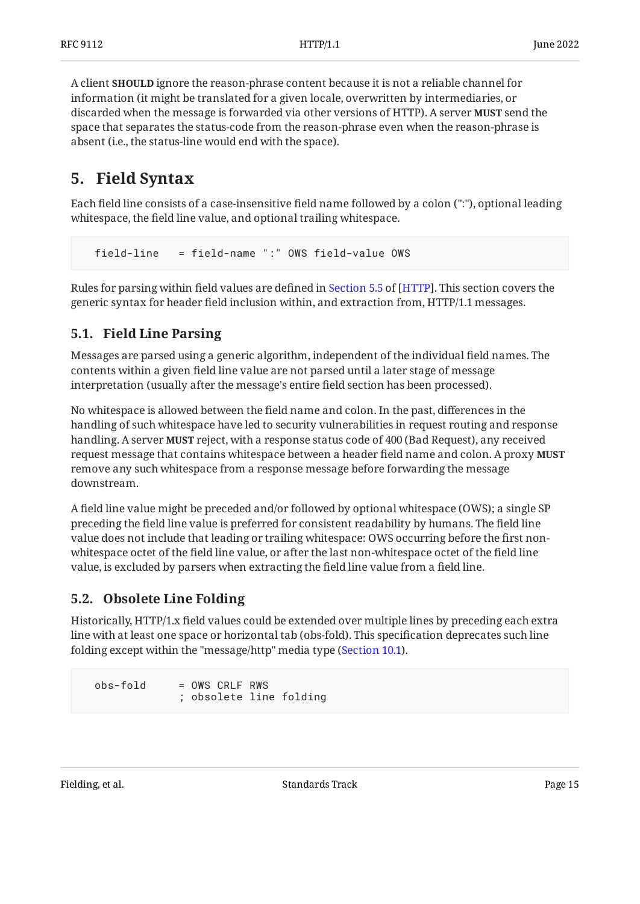A client **SHOULD** ignore the reason-phrase content because it is not a reliable channel for information (it might be translated for a given locale, overwritten by intermediaries, or discarded when the message is forwarded via other versions of HTTP). A server **MUST** send the space that separates the status-code from the reason-phrase even when the reason-phrase is absent (i.e., the status-line would end with the space).

## 5. Field Syntax

Each field line consists of a case-insensitive field name followed by a colon (":"), optional leading whitespace, the field line value, and optional trailing whitespace.

```
  field-line   = field-name ":" OWS field-value OWS
```

Rules for parsing within field values are defined in Section 5.5 of [HTTP]. This section covers the generic syntax for header field inclusion within, and extraction from, HTTP/1.1 messages.

### 5.1. Field Line Parsing

Messages are parsed using a generic algorithm, independent of the individual field names. The contents within a given field line value are not parsed until a later stage of message interpretation (usually after the message's entire field section has been processed).

No whitespace is allowed between the field name and colon. In the past, differences in the handling of such whitespace have led to security vulnerabilities in request routing and response handling. A server **MUST** reject, with a response status code of 400 (Bad Request), any received request message that contains whitespace between a header field name and colon. A proxy **MUST** remove any such whitespace from a response message before forwarding the message downstream.

A field line value might be preceded and/or followed by optional whitespace (OWS); a single SP preceding the field line value is preferred for consistent readability by humans. The field line value does not include that leading or trailing whitespace: OWS occurring before the first non-whitespace octet of the field line value, or after the last non-whitespace octet of the field line value, is excluded by parsers when extracting the field line value from a field line.

### 5.2. Obsolete Line Folding

Historically, HTTP/1.x field values could be extended over multiple lines by preceding each extra line with at least one space or horizontal tab (obs-fold). This specification deprecates such line folding except within the "message/http" media type (Section 10.1).

```
  obs-fold     = OWS CRLF RWS
               ; obsolete line folding
```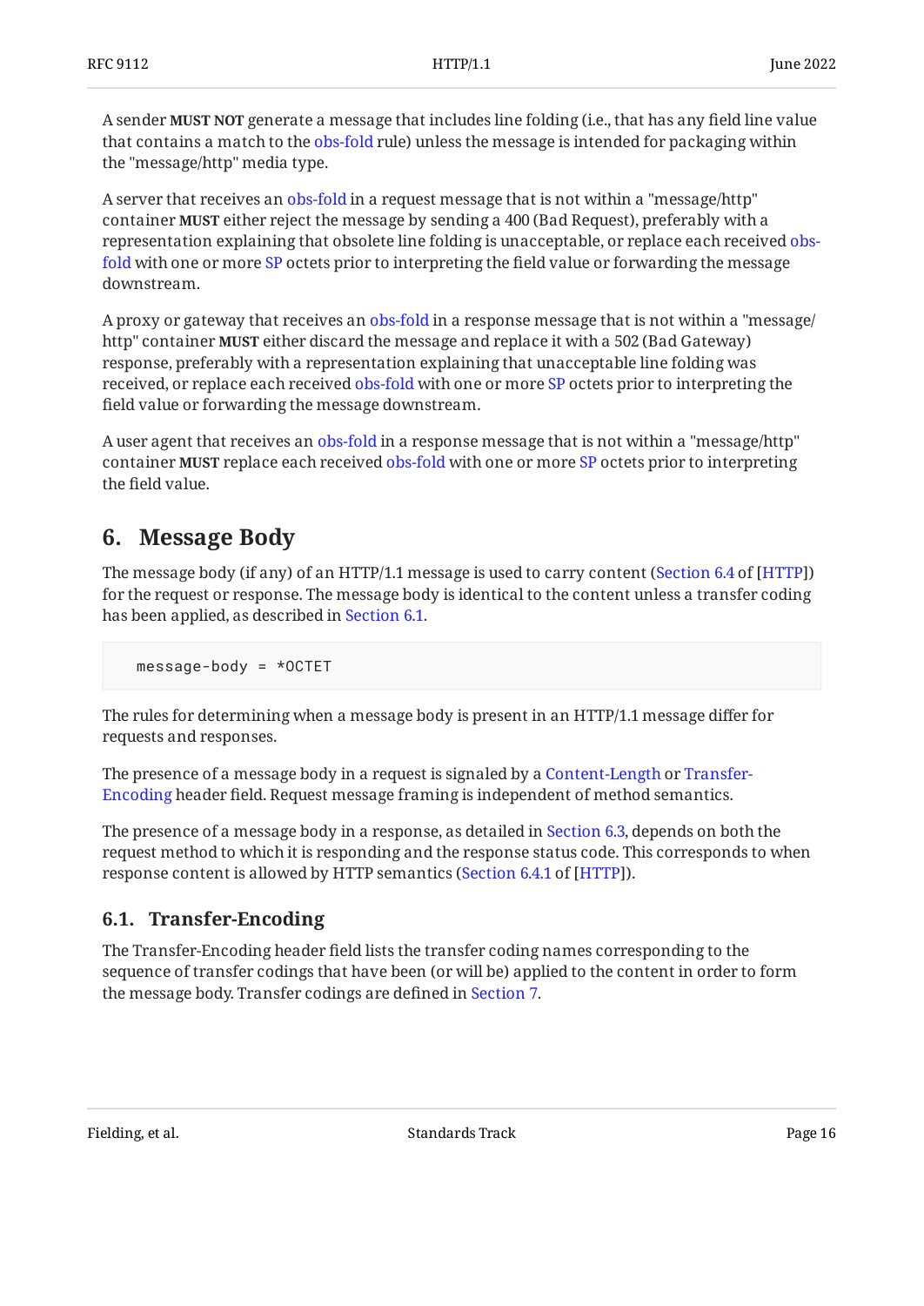A sender **MUST NOT** generate a message that includes line folding (i.e., that has any field line value that contains a match to the obs-fold rule) unless the message is intended for packaging within the "message/http" media type.

A server that receives an obs-fold in a request message that is not within a "message/http" container **MUST** either reject the message by sending a 400 (Bad Request), preferably with a representation explaining that obsolete line folding is unacceptable, or replace each received obs-fold with one or more SP octets prior to interpreting the field value or forwarding the message downstream.

A proxy or gateway that receives an obs-fold in a response message that is not within a "message/http" container **MUST** either discard the message and replace it with a 502 (Bad Gateway) response, preferably with a representation explaining that unacceptable line folding was received, or replace each received obs-fold with one or more SP octets prior to interpreting the field value or forwarding the message downstream.

A user agent that receives an obs-fold in a response message that is not within a "message/http" container **MUST** replace each received obs-fold with one or more SP octets prior to interpreting the field value.

## 6. Message Body

The message body (if any) of an HTTP/1.1 message is used to carry content (Section 6.4 of [HTTP]) for the request or response. The message body is identical to the content unless a transfer coding has been applied, as described in Section 6.1.

```
message-body = *OCTET
```

The rules for determining when a message body is present in an HTTP/1.1 message differ for requests and responses.

The presence of a message body in a request is signaled by a Content-Length or Transfer-Encoding header field. Request message framing is independent of method semantics.

The presence of a message body in a response, as detailed in Section 6.3, depends on both the request method to which it is responding and the response status code. This corresponds to when response content is allowed by HTTP semantics (Section 6.4.1 of [HTTP]).

### 6.1. Transfer-Encoding

The Transfer-Encoding header field lists the transfer coding names corresponding to the sequence of transfer codings that have been (or will be) applied to the content in order to form the message body. Transfer codings are defined in Section 7.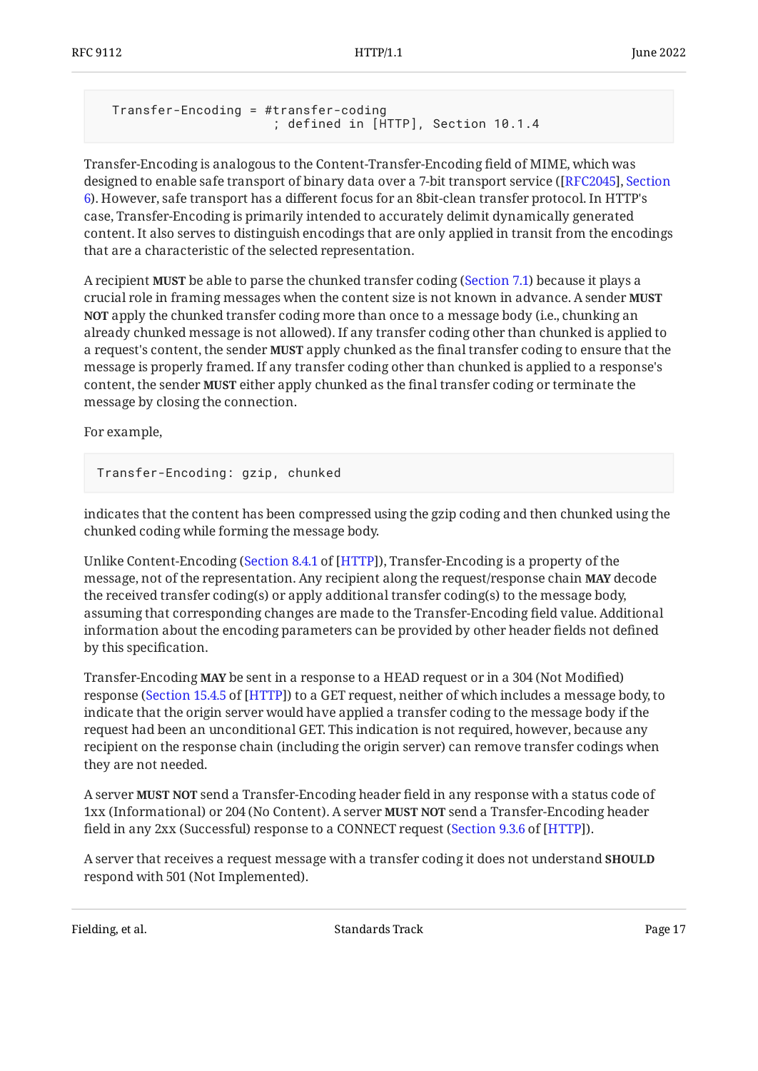```
  Transfer-Encoding = #transfer-coding
                       ; defined in [HTTP], Section 10.1.4
```

Transfer-Encoding is analogous to the Content-Transfer-Encoding field of MIME, which was designed to enable safe transport of binary data over a 7-bit transport service ([RFC2045], Section 6). However, safe transport has a different focus for an 8bit-clean transfer protocol. In HTTP's case, Transfer-Encoding is primarily intended to accurately delimit dynamically generated content. It also serves to distinguish encodings that are only applied in transit from the encodings that are a characteristic of the selected representation.

A recipient **MUST** be able to parse the chunked transfer coding (Section 7.1) because it plays a crucial role in framing messages when the content size is not known in advance. A sender **MUST NOT** apply the chunked transfer coding more than once to a message body (i.e., chunking an already chunked message is not allowed). If any transfer coding other than chunked is applied to a request's content, the sender **MUST** apply chunked as the final transfer coding to ensure that the message is properly framed. If any transfer coding other than chunked is applied to a response's content, the sender **MUST** either apply chunked as the final transfer coding or terminate the message by closing the connection.

For example,

```
Transfer-Encoding: gzip, chunked
```

indicates that the content has been compressed using the gzip coding and then chunked using the chunked coding while forming the message body.

Unlike Content-Encoding (Section 8.4.1 of [HTTP]), Transfer-Encoding is a property of the message, not of the representation. Any recipient along the request/response chain **MAY** decode the received transfer coding(s) or apply additional transfer coding(s) to the message body, assuming that corresponding changes are made to the Transfer-Encoding field value. Additional information about the encoding parameters can be provided by other header fields not defined by this specification.

Transfer-Encoding **MAY** be sent in a response to a HEAD request or in a 304 (Not Modified) response (Section 15.4.5 of [HTTP]) to a GET request, neither of which includes a message body, to indicate that the origin server would have applied a transfer coding to the message body if the request had been an unconditional GET. This indication is not required, however, because any recipient on the response chain (including the origin server) can remove transfer codings when they are not needed.

A server **MUST NOT** send a Transfer-Encoding header field in any response with a status code of 1xx (Informational) or 204 (No Content). A server **MUST NOT** send a Transfer-Encoding header field in any 2xx (Successful) response to a CONNECT request (Section 9.3.6 of [HTTP]).

A server that receives a request message with a transfer coding it does not understand **SHOULD** respond with 501 (Not Implemented).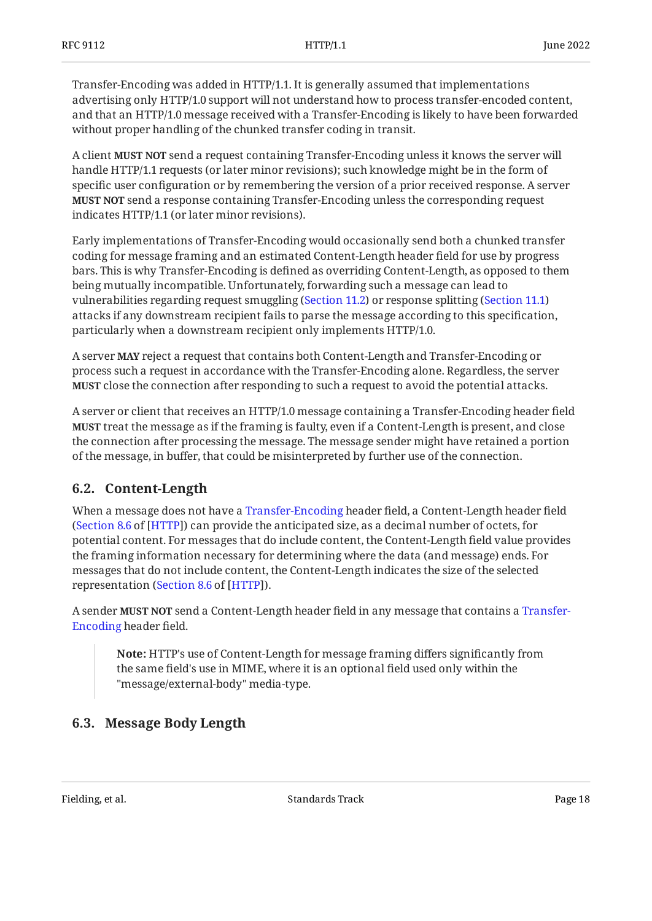Transfer-Encoding was added in HTTP/1.1. It is generally assumed that implementations advertising only HTTP/1.0 support will not understand how to process transfer-encoded content, and that an HTTP/1.0 message received with a Transfer-Encoding is likely to have been forwarded without proper handling of the chunked transfer coding in transit.

A client **MUST NOT** send a request containing Transfer-Encoding unless it knows the server will handle HTTP/1.1 requests (or later minor revisions); such knowledge might be in the form of specific user configuration or by remembering the version of a prior received response. A server **MUST NOT** send a response containing Transfer-Encoding unless the corresponding request indicates HTTP/1.1 (or later minor revisions).

Early implementations of Transfer-Encoding would occasionally send both a chunked transfer coding for message framing and an estimated Content-Length header field for use by progress bars. This is why Transfer-Encoding is defined as overriding Content-Length, as opposed to them being mutually incompatible. Unfortunately, forwarding such a message can lead to vulnerabilities regarding request smuggling (Section 11.2) or response splitting (Section 11.1) attacks if any downstream recipient fails to parse the message according to this specification, particularly when a downstream recipient only implements HTTP/1.0.

A server **MAY** reject a request that contains both Content-Length and Transfer-Encoding or process such a request in accordance with the Transfer-Encoding alone. Regardless, the server **MUST** close the connection after responding to such a request to avoid the potential attacks.

A server or client that receives an HTTP/1.0 message containing a Transfer-Encoding header field **MUST** treat the message as if the framing is faulty, even if a Content-Length is present, and close the connection after processing the message. The message sender might have retained a portion of the message, in buffer, that could be misinterpreted by further use of the connection.

## 6.2. Content-Length

When a message does not have a Transfer-Encoding header field, a Content-Length header field (Section 8.6 of [HTTP]) can provide the anticipated size, as a decimal number of octets, for potential content. For messages that do include content, the Content-Length field value provides the framing information necessary for determining where the data (and message) ends. For messages that do not include content, the Content-Length indicates the size of the selected representation (Section 8.6 of [HTTP]).

A sender **MUST NOT** send a Content-Length header field in any message that contains a Transfer-Encoding header field.

> **Note:** HTTP's use of Content-Length for message framing differs significantly from the same field's use in MIME, where it is an optional field used only within the "message/external-body" media-type.

## 6.3. Message Body Length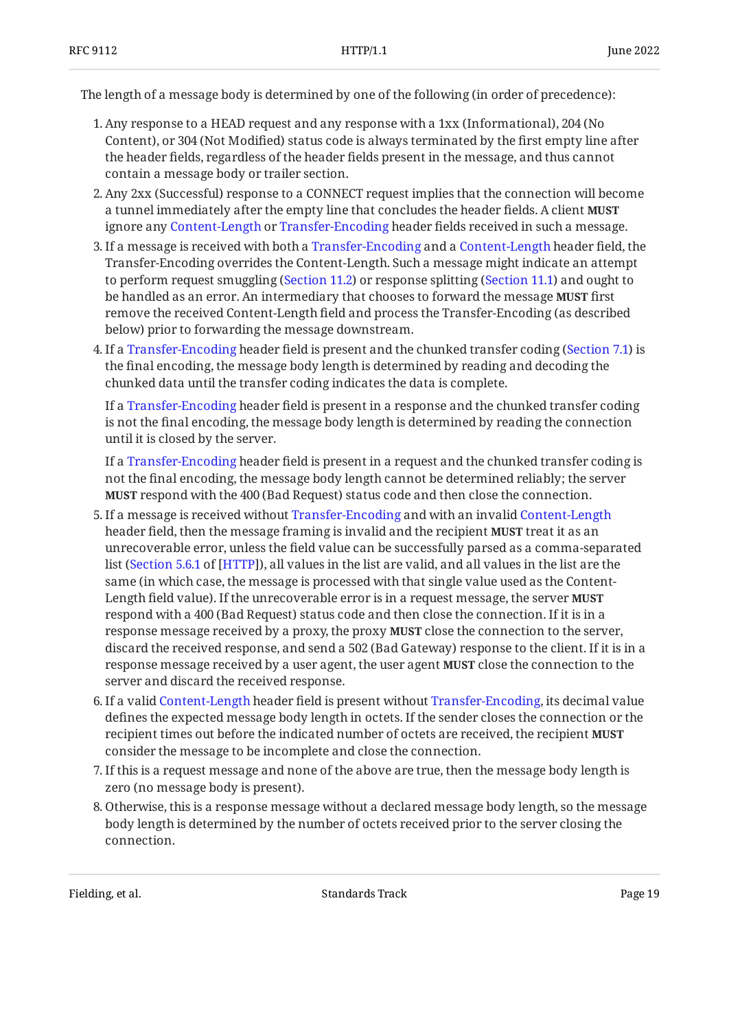The length of a message body is determined by one of the following (in order of precedence):

1. Any response to a HEAD request and any response with a 1xx (Informational), 204 (No Content), or 304 (Not Modified) status code is always terminated by the first empty line after the header fields, regardless of the header fields present in the message, and thus cannot contain a message body or trailer section.
2. Any 2xx (Successful) response to a CONNECT request implies that the connection will become a tunnel immediately after the empty line that concludes the header fields. A client **MUST** ignore any Content-Length or Transfer-Encoding header fields received in such a message.
3. If a message is received with both a Transfer-Encoding and a Content-Length header field, the Transfer-Encoding overrides the Content-Length. Such a message might indicate an attempt to perform request smuggling (Section 11.2) or response splitting (Section 11.1) and ought to be handled as an error. An intermediary that chooses to forward the message **MUST** first remove the received Content-Length field and process the Transfer-Encoding (as described below) prior to forwarding the message downstream.
4. If a Transfer-Encoding header field is present and the chunked transfer coding (Section 7.1) is the final encoding, the message body length is determined by reading and decoding the chunked data until the transfer coding indicates the data is complete.

   If a Transfer-Encoding header field is present in a response and the chunked transfer coding is not the final encoding, the message body length is determined by reading the connection until it is closed by the server.

   If a Transfer-Encoding header field is present in a request and the chunked transfer coding is not the final encoding, the message body length cannot be determined reliably; the server **MUST** respond with the 400 (Bad Request) status code and then close the connection.
5. If a message is received without Transfer-Encoding and with an invalid Content-Length header field, then the message framing is invalid and the recipient **MUST** treat it as an unrecoverable error, unless the field value can be successfully parsed as a comma-separated list (Section 5.6.1 of [HTTP]), all values in the list are valid, and all values in the list are the same (in which case, the message is processed with that single value used as the Content-Length field value). If the unrecoverable error is in a request message, the server **MUST** respond with a 400 (Bad Request) status code and then close the connection. If it is in a response message received by a proxy, the proxy **MUST** close the connection to the server, discard the received response, and send a 502 (Bad Gateway) response to the client. If it is in a response message received by a user agent, the user agent **MUST** close the connection to the server and discard the received response.
6. If a valid Content-Length header field is present without Transfer-Encoding, its decimal value defines the expected message body length in octets. If the sender closes the connection or the recipient times out before the indicated number of octets are received, the recipient **MUST** consider the message to be incomplete and close the connection.
7. If this is a request message and none of the above are true, then the message body length is zero (no message body is present).
8. Otherwise, this is a response message without a declared message body length, so the message body length is determined by the number of octets received prior to the server closing the connection.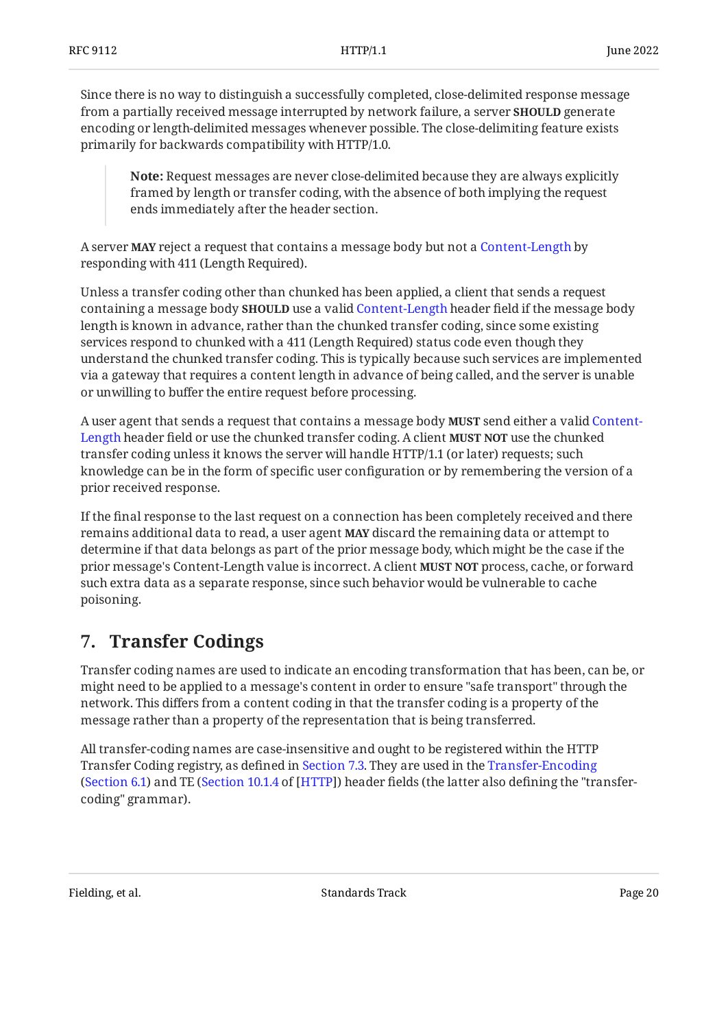Since there is no way to distinguish a successfully completed, close-delimited response message from a partially received message interrupted by network failure, a server **SHOULD** generate encoding or length-delimited messages whenever possible. The close-delimiting feature exists primarily for backwards compatibility with HTTP/1.0.

> **Note:** Request messages are never close-delimited because they are always explicitly framed by length or transfer coding, with the absence of both implying the request ends immediately after the header section.

A server **MAY** reject a request that contains a message body but not a Content-Length by responding with 411 (Length Required).

Unless a transfer coding other than chunked has been applied, a client that sends a request containing a message body **SHOULD** use a valid Content-Length header field if the message body length is known in advance, rather than the chunked transfer coding, since some existing services respond to chunked with a 411 (Length Required) status code even though they understand the chunked transfer coding. This is typically because such services are implemented via a gateway that requires a content length in advance of being called, and the server is unable or unwilling to buffer the entire request before processing.

A user agent that sends a request that contains a message body **MUST** send either a valid Content-Length header field or use the chunked transfer coding. A client **MUST NOT** use the chunked transfer coding unless it knows the server will handle HTTP/1.1 (or later) requests; such knowledge can be in the form of specific user configuration or by remembering the version of a prior received response.

If the final response to the last request on a connection has been completely received and there remains additional data to read, a user agent **MAY** discard the remaining data or attempt to determine if that data belongs as part of the prior message body, which might be the case if the prior message's Content-Length value is incorrect. A client **MUST NOT** process, cache, or forward such extra data as a separate response, since such behavior would be vulnerable to cache poisoning.

## 7. Transfer Codings

Transfer coding names are used to indicate an encoding transformation that has been, can be, or might need to be applied to a message's content in order to ensure "safe transport" through the network. This differs from a content coding in that the transfer coding is a property of the message rather than a property of the representation that is being transferred.

All transfer-coding names are case-insensitive and ought to be registered within the HTTP Transfer Coding registry, as defined in Section 7.3. They are used in the Transfer-Encoding (Section 6.1) and TE (Section 10.1.4 of [HTTP]) header fields (the latter also defining the "transfer-coding" grammar).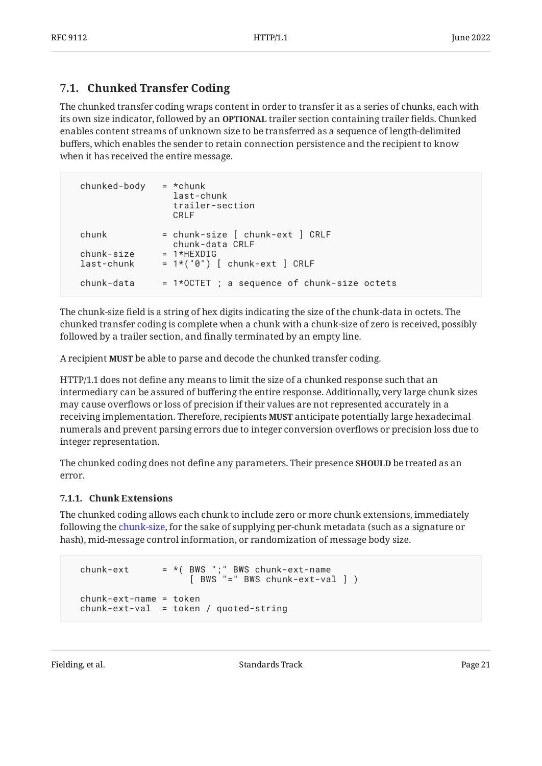## 7.1. Chunked Transfer Coding

The chunked transfer coding wraps content in order to transfer it as a series of chunks, each with its own size indicator, followed by an **OPTIONAL** trailer section containing trailer fields. Chunked enables content streams of unknown size to be transferred as a sequence of length-delimited buffers, which enables the sender to retain connection persistence and the recipient to know when it has received the entire message.

```
  chunked-body   = *chunk
                   last-chunk
                   trailer-section
                   CRLF

  chunk          = chunk-size [ chunk-ext ] CRLF
                   chunk-data CRLF
  chunk-size     = 1*HEXDIG
  last-chunk     = 1*("0") [ chunk-ext ] CRLF

  chunk-data     = 1*OCTET ; a sequence of chunk-size octets
```

The chunk-size field is a string of hex digits indicating the size of the chunk-data in octets. The chunked transfer coding is complete when a chunk with a chunk-size of zero is received, possibly followed by a trailer section, and finally terminated by an empty line.

A recipient **MUST** be able to parse and decode the chunked transfer coding.

HTTP/1.1 does not define any means to limit the size of a chunked response such that an intermediary can be assured of buffering the entire response. Additionally, very large chunk sizes may cause overflows or loss of precision if their values are not represented accurately in a receiving implementation. Therefore, recipients **MUST** anticipate potentially large hexadecimal numerals and prevent parsing errors due to integer conversion overflows or precision loss due to integer representation.

The chunked coding does not define any parameters. Their presence **SHOULD** be treated as an error.

### 7.1.1. Chunk Extensions

The chunked coding allows each chunk to include zero or more chunk extensions, immediately following the chunk-size, for the sake of supplying per-chunk metadata (such as a signature or hash), mid-message control information, or randomization of message body size.

```
  chunk-ext      = *( BWS ";" BWS chunk-ext-name
                      [ BWS "=" BWS chunk-ext-val ] )

  chunk-ext-name = token
  chunk-ext-val  = token / quoted-string
```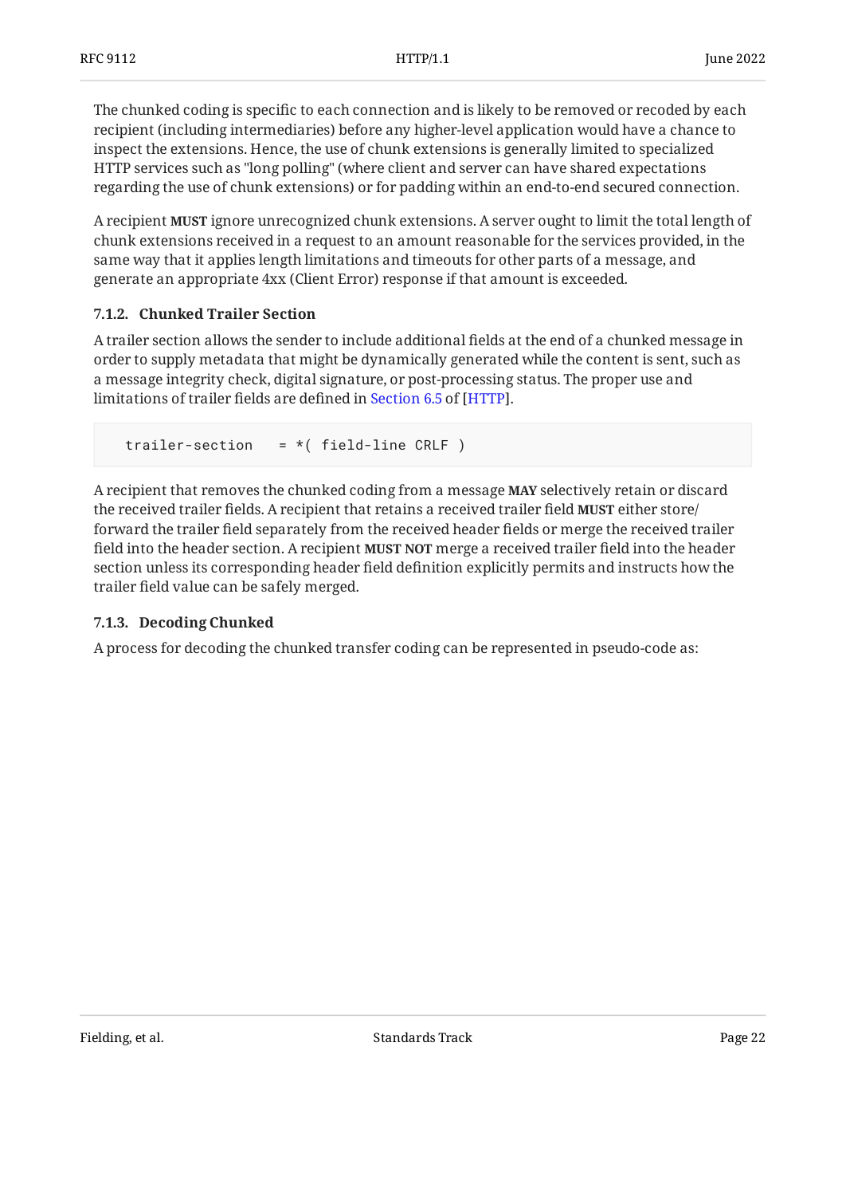The chunked coding is specific to each connection and is likely to be removed or recoded by each recipient (including intermediaries) before any higher-level application would have a chance to inspect the extensions. Hence, the use of chunk extensions is generally limited to specialized HTTP services such as "long polling" (where client and server can have shared expectations regarding the use of chunk extensions) or for padding within an end-to-end secured connection.

A recipient **MUST** ignore unrecognized chunk extensions. A server ought to limit the total length of chunk extensions received in a request to an amount reasonable for the services provided, in the same way that it applies length limitations and timeouts for other parts of a message, and generate an appropriate 4xx (Client Error) response if that amount is exceeded.

### 7.1.2. Chunked Trailer Section

A trailer section allows the sender to include additional fields at the end of a chunked message in order to supply metadata that might be dynamically generated while the content is sent, such as a message integrity check, digital signature, or post-processing status. The proper use and limitations of trailer fields are defined in Section 6.5 of [HTTP].

```
  trailer-section   = *( field-line CRLF )
```

A recipient that removes the chunked coding from a message **MAY** selectively retain or discard the received trailer fields. A recipient that retains a received trailer field **MUST** either store/forward the trailer field separately from the received header fields or merge the received trailer field into the header section. A recipient **MUST NOT** merge a received trailer field into the header section unless its corresponding header field definition explicitly permits and instructs how the trailer field value can be safely merged.

### 7.1.3. Decoding Chunked

A process for decoding the chunked transfer coding can be represented in pseudo-code as: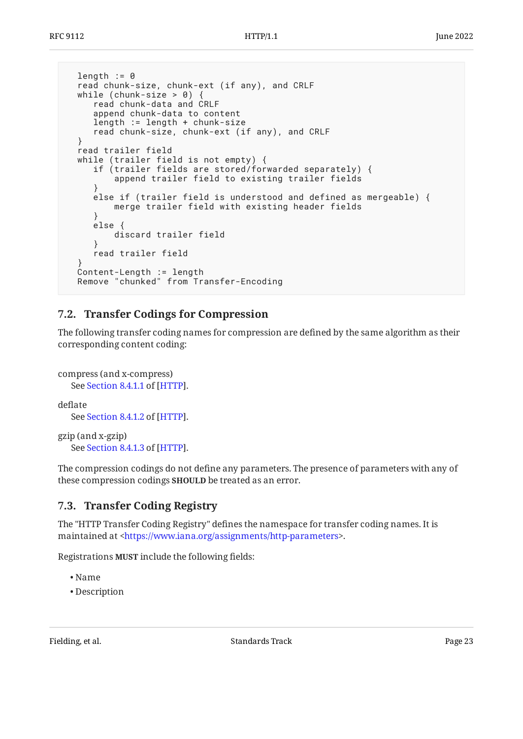```
length := 0
read chunk-size, chunk-ext (if any), and CRLF
while (chunk-size > 0) {
   read chunk-data and CRLF
   append chunk-data to content
   length := length + chunk-size
   read chunk-size, chunk-ext (if any), and CRLF
}
read trailer field
while (trailer field is not empty) {
   if (trailer fields are stored/forwarded separately) {
       append trailer field to existing trailer fields
   }
   else if (trailer field is understood and defined as mergeable) {
       merge trailer field with existing header fields
   }
   else {
       discard trailer field
   }
   read trailer field
}
Content-Length := length
Remove "chunked" from Transfer-Encoding
```

## 7.2. Transfer Codings for Compression

The following transfer coding names for compression are defined by the same algorithm as their corresponding content coding:

compress (and x-compress)
: See Section 8.4.1.1 of [HTTP].

deflate
: See Section 8.4.1.2 of [HTTP].

gzip (and x-gzip)
: See Section 8.4.1.3 of [HTTP].

The compression codings do not define any parameters. The presence of parameters with any of these compression codings **SHOULD** be treated as an error.

## 7.3. Transfer Coding Registry

The "HTTP Transfer Coding Registry" defines the namespace for transfer coding names. It is maintained at <https://www.iana.org/assignments/http-parameters>.

Registrations **MUST** include the following fields:

- Name
- Description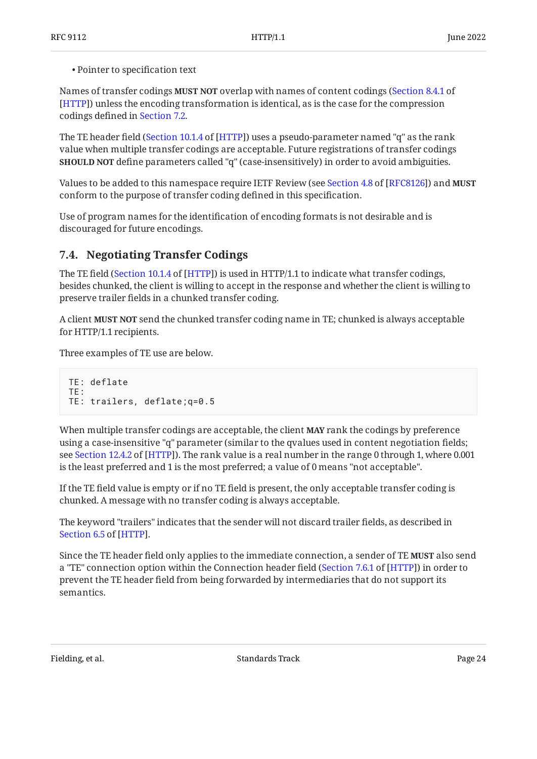- Pointer to specification text

Names of transfer codings **MUST NOT** overlap with names of content codings (Section 8.4.1 of [HTTP]) unless the encoding transformation is identical, as is the case for the compression codings defined in Section 7.2.

The TE header field (Section 10.1.4 of [HTTP]) uses a pseudo-parameter named "q" as the rank value when multiple transfer codings are acceptable. Future registrations of transfer codings **SHOULD NOT** define parameters called "q" (case-insensitively) in order to avoid ambiguities.

Values to be added to this namespace require IETF Review (see Section 4.8 of [RFC8126]) and **MUST** conform to the purpose of transfer coding defined in this specification.

Use of program names for the identification of encoding formats is not desirable and is discouraged for future encodings.

## 7.4. Negotiating Transfer Codings

The TE field (Section 10.1.4 of [HTTP]) is used in HTTP/1.1 to indicate what transfer codings, besides chunked, the client is willing to accept in the response and whether the client is willing to preserve trailer fields in a chunked transfer coding.

A client **MUST NOT** send the chunked transfer coding name in TE; chunked is always acceptable for HTTP/1.1 recipients.

Three examples of TE use are below.

```
TE: deflate
TE:
TE: trailers, deflate;q=0.5
```

When multiple transfer codings are acceptable, the client **MAY** rank the codings by preference using a case-insensitive "q" parameter (similar to the qvalues used in content negotiation fields; see Section 12.4.2 of [HTTP]). The rank value is a real number in the range 0 through 1, where 0.001 is the least preferred and 1 is the most preferred; a value of 0 means "not acceptable".

If the TE field value is empty or if no TE field is present, the only acceptable transfer coding is chunked. A message with no transfer coding is always acceptable.

The keyword "trailers" indicates that the sender will not discard trailer fields, as described in Section 6.5 of [HTTP].

Since the TE header field only applies to the immediate connection, a sender of TE **MUST** also send a "TE" connection option within the Connection header field (Section 7.6.1 of [HTTP]) in order to prevent the TE header field from being forwarded by intermediaries that do not support its semantics.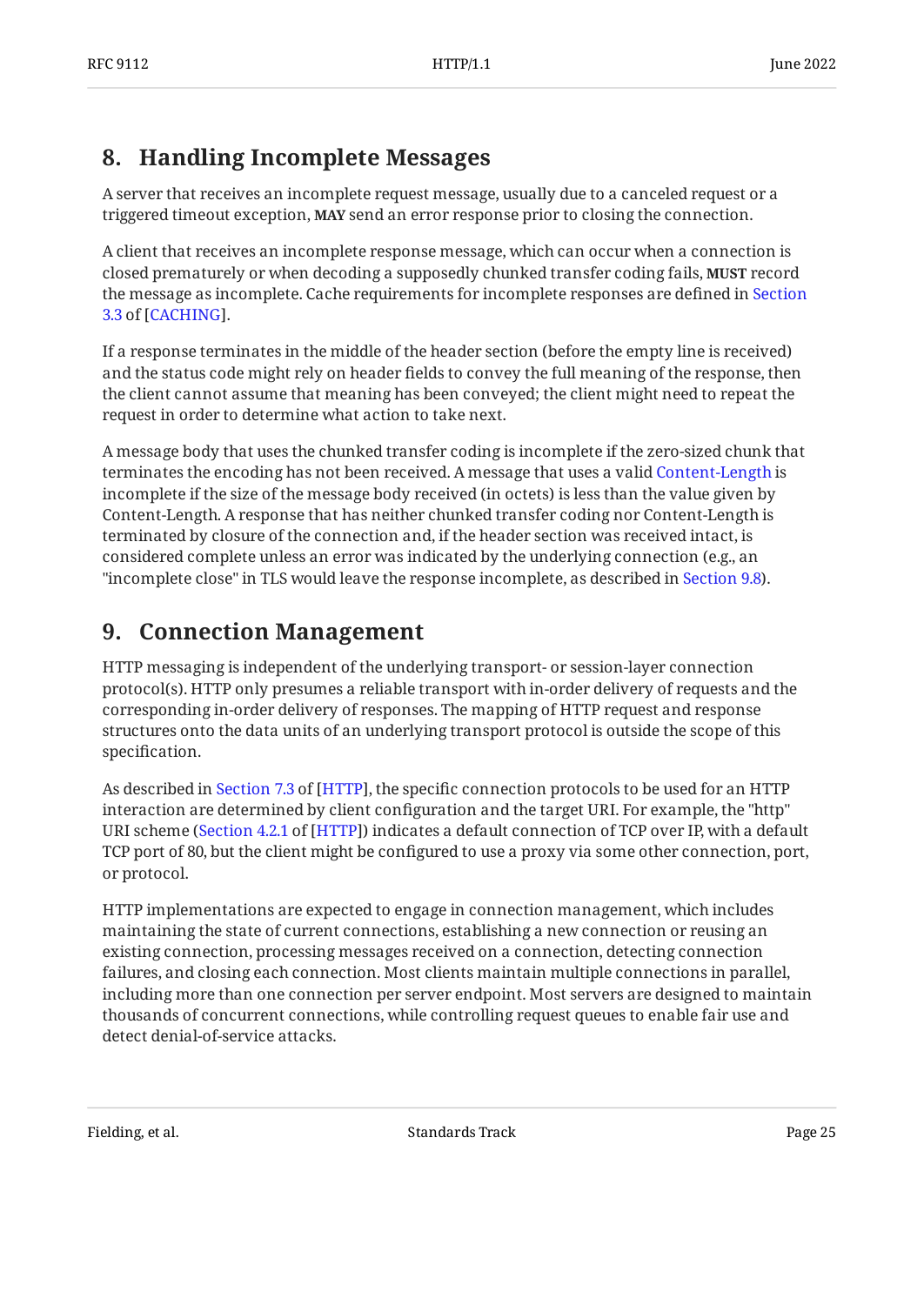## 8. Handling Incomplete Messages

A server that receives an incomplete request message, usually due to a canceled request or a triggered timeout exception, **MAY** send an error response prior to closing the connection.

A client that receives an incomplete response message, which can occur when a connection is closed prematurely or when decoding a supposedly chunked transfer coding fails, **MUST** record the message as incomplete. Cache requirements for incomplete responses are defined in Section 3.3 of [CACHING].

If a response terminates in the middle of the header section (before the empty line is received) and the status code might rely on header fields to convey the full meaning of the response, then the client cannot assume that meaning has been conveyed; the client might need to repeat the request in order to determine what action to take next.

A message body that uses the chunked transfer coding is incomplete if the zero-sized chunk that terminates the encoding has not been received. A message that uses a valid Content-Length is incomplete if the size of the message body received (in octets) is less than the value given by Content-Length. A response that has neither chunked transfer coding nor Content-Length is terminated by closure of the connection and, if the header section was received intact, is considered complete unless an error was indicated by the underlying connection (e.g., an "incomplete close" in TLS would leave the response incomplete, as described in Section 9.8).

## 9. Connection Management

HTTP messaging is independent of the underlying transport- or session-layer connection protocol(s). HTTP only presumes a reliable transport with in-order delivery of requests and the corresponding in-order delivery of responses. The mapping of HTTP request and response structures onto the data units of an underlying transport protocol is outside the scope of this specification.

As described in Section 7.3 of [HTTP], the specific connection protocols to be used for an HTTP interaction are determined by client configuration and the target URI. For example, the "http" URI scheme (Section 4.2.1 of [HTTP]) indicates a default connection of TCP over IP, with a default TCP port of 80, but the client might be configured to use a proxy via some other connection, port, or protocol.

HTTP implementations are expected to engage in connection management, which includes maintaining the state of current connections, establishing a new connection or reusing an existing connection, processing messages received on a connection, detecting connection failures, and closing each connection. Most clients maintain multiple connections in parallel, including more than one connection per server endpoint. Most servers are designed to maintain thousands of concurrent connections, while controlling request queues to enable fair use and detect denial-of-service attacks.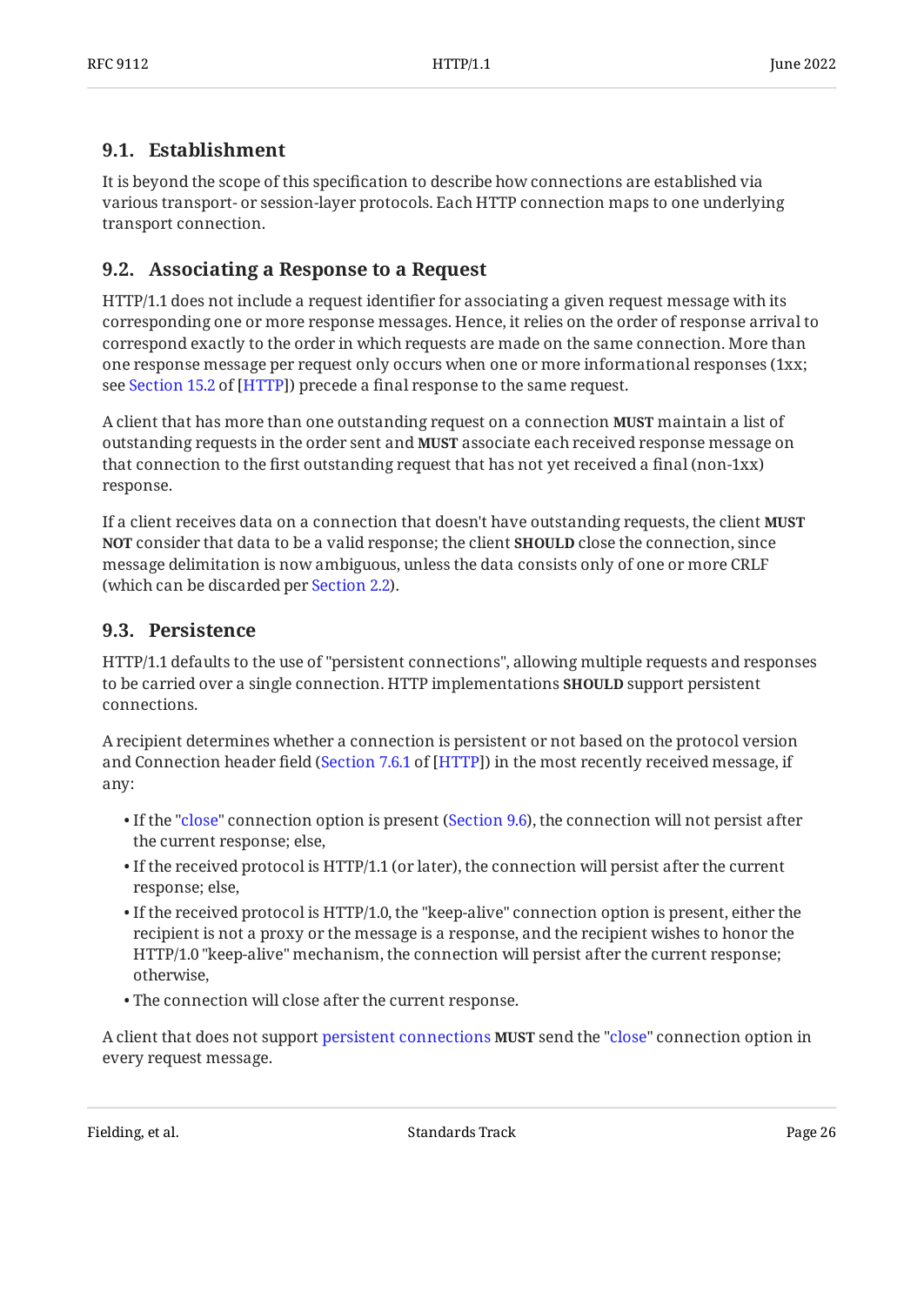### 9.1. Establishment

It is beyond the scope of this specification to describe how connections are established via various transport- or session-layer protocols. Each HTTP connection maps to one underlying transport connection.

### 9.2. Associating a Response to a Request

HTTP/1.1 does not include a request identifier for associating a given request message with its corresponding one or more response messages. Hence, it relies on the order of response arrival to correspond exactly to the order in which requests are made on the same connection. More than one response message per request only occurs when one or more informational responses (1xx; see Section 15.2 of [HTTP]) precede a final response to the same request.

A client that has more than one outstanding request on a connection **MUST** maintain a list of outstanding requests in the order sent and **MUST** associate each received response message on that connection to the first outstanding request that has not yet received a final (non-1xx) response.

If a client receives data on a connection that doesn't have outstanding requests, the client **MUST NOT** consider that data to be a valid response; the client **SHOULD** close the connection, since message delimitation is now ambiguous, unless the data consists only of one or more CRLF (which can be discarded per Section 2.2).

### 9.3. Persistence

HTTP/1.1 defaults to the use of "persistent connections", allowing multiple requests and responses to be carried over a single connection. HTTP implementations **SHOULD** support persistent connections.

A recipient determines whether a connection is persistent or not based on the protocol version and Connection header field (Section 7.6.1 of [HTTP]) in the most recently received message, if any:

- If the "close" connection option is present (Section 9.6), the connection will not persist after the current response; else,
- If the received protocol is HTTP/1.1 (or later), the connection will persist after the current response; else,
- If the received protocol is HTTP/1.0, the "keep-alive" connection option is present, either the recipient is not a proxy or the message is a response, and the recipient wishes to honor the HTTP/1.0 "keep-alive" mechanism, the connection will persist after the current response; otherwise,
- The connection will close after the current response.

A client that does not support persistent connections **MUST** send the "close" connection option in every request message.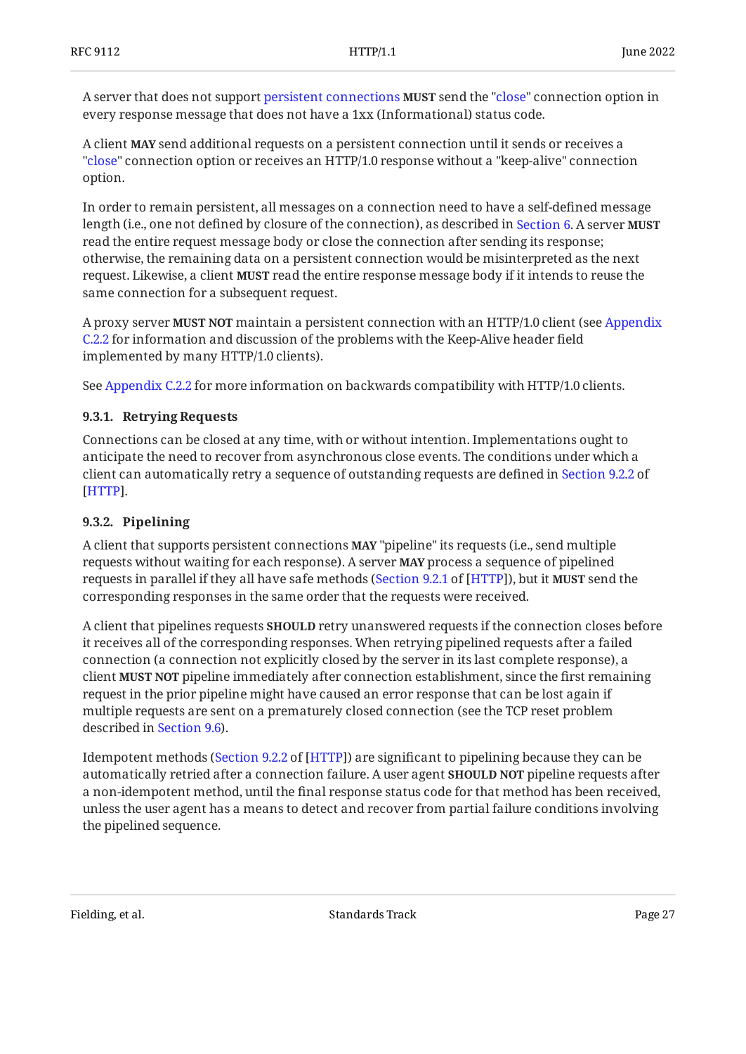A server that does not support persistent connections **MUST** send the "close" connection option in every response message that does not have a 1xx (Informational) status code.

A client **MAY** send additional requests on a persistent connection until it sends or receives a "close" connection option or receives an HTTP/1.0 response without a "keep-alive" connection option.

In order to remain persistent, all messages on a connection need to have a self-defined message length (i.e., one not defined by closure of the connection), as described in Section 6. A server **MUST** read the entire request message body or close the connection after sending its response; otherwise, the remaining data on a persistent connection would be misinterpreted as the next request. Likewise, a client **MUST** read the entire response message body if it intends to reuse the same connection for a subsequent request.

A proxy server **MUST NOT** maintain a persistent connection with an HTTP/1.0 client (see Appendix C.2.2 for information and discussion of the problems with the Keep-Alive header field implemented by many HTTP/1.0 clients).

See Appendix C.2.2 for more information on backwards compatibility with HTTP/1.0 clients.

### 9.3.1. Retrying Requests

Connections can be closed at any time, with or without intention. Implementations ought to anticipate the need to recover from asynchronous close events. The conditions under which a client can automatically retry a sequence of outstanding requests are defined in Section 9.2.2 of [HTTP].

### 9.3.2. Pipelining

A client that supports persistent connections **MAY** "pipeline" its requests (i.e., send multiple requests without waiting for each response). A server **MAY** process a sequence of pipelined requests in parallel if they all have safe methods (Section 9.2.1 of [HTTP]), but it **MUST** send the corresponding responses in the same order that the requests were received.

A client that pipelines requests **SHOULD** retry unanswered requests if the connection closes before it receives all of the corresponding responses. When retrying pipelined requests after a failed connection (a connection not explicitly closed by the server in its last complete response), a client **MUST NOT** pipeline immediately after connection establishment, since the first remaining request in the prior pipeline might have caused an error response that can be lost again if multiple requests are sent on a prematurely closed connection (see the TCP reset problem described in Section 9.6).

Idempotent methods (Section 9.2.2 of [HTTP]) are significant to pipelining because they can be automatically retried after a connection failure. A user agent **SHOULD NOT** pipeline requests after a non-idempotent method, until the final response status code for that method has been received, unless the user agent has a means to detect and recover from partial failure conditions involving the pipelined sequence.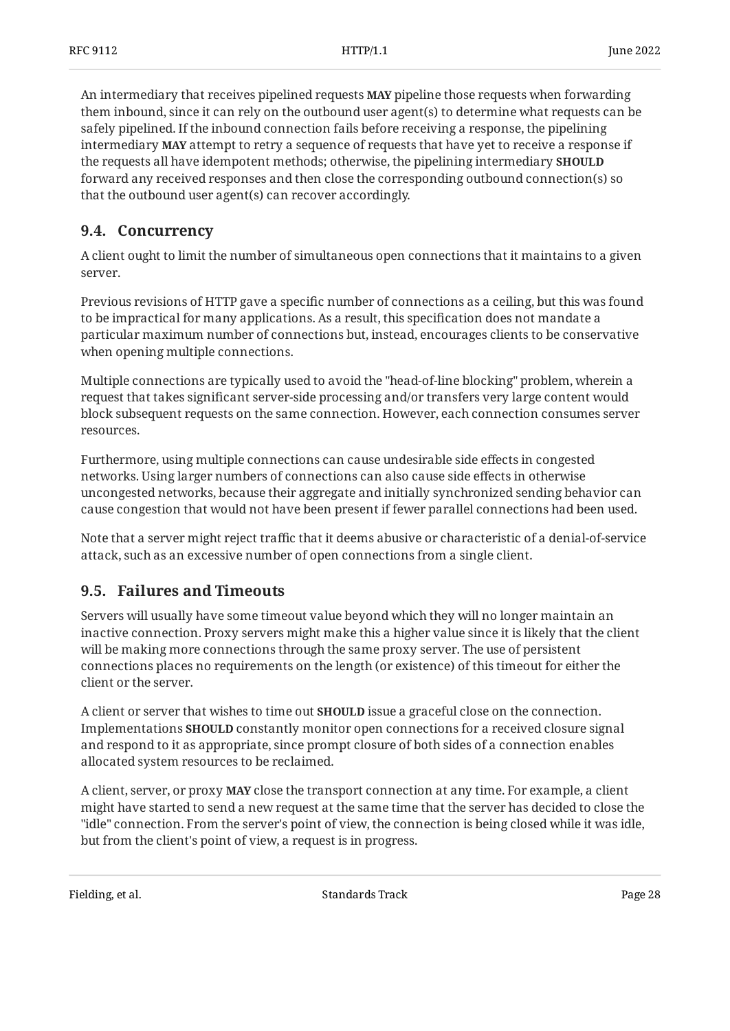An intermediary that receives pipelined requests **MAY** pipeline those requests when forwarding them inbound, since it can rely on the outbound user agent(s) to determine what requests can be safely pipelined. If the inbound connection fails before receiving a response, the pipelining intermediary **MAY** attempt to retry a sequence of requests that have yet to receive a response if the requests all have idempotent methods; otherwise, the pipelining intermediary **SHOULD** forward any received responses and then close the corresponding outbound connection(s) so that the outbound user agent(s) can recover accordingly.

## 9.4. Concurrency

A client ought to limit the number of simultaneous open connections that it maintains to a given server.

Previous revisions of HTTP gave a specific number of connections as a ceiling, but this was found to be impractical for many applications. As a result, this specification does not mandate a particular maximum number of connections but, instead, encourages clients to be conservative when opening multiple connections.

Multiple connections are typically used to avoid the "head-of-line blocking" problem, wherein a request that takes significant server-side processing and/or transfers very large content would block subsequent requests on the same connection. However, each connection consumes server resources.

Furthermore, using multiple connections can cause undesirable side effects in congested networks. Using larger numbers of connections can also cause side effects in otherwise uncongested networks, because their aggregate and initially synchronized sending behavior can cause congestion that would not have been present if fewer parallel connections had been used.

Note that a server might reject traffic that it deems abusive or characteristic of a denial-of-service attack, such as an excessive number of open connections from a single client.

## 9.5. Failures and Timeouts

Servers will usually have some timeout value beyond which they will no longer maintain an inactive connection. Proxy servers might make this a higher value since it is likely that the client will be making more connections through the same proxy server. The use of persistent connections places no requirements on the length (or existence) of this timeout for either the client or the server.

A client or server that wishes to time out **SHOULD** issue a graceful close on the connection. Implementations **SHOULD** constantly monitor open connections for a received closure signal and respond to it as appropriate, since prompt closure of both sides of a connection enables allocated system resources to be reclaimed.

A client, server, or proxy **MAY** close the transport connection at any time. For example, a client might have started to send a new request at the same time that the server has decided to close the "idle" connection. From the server's point of view, the connection is being closed while it was idle, but from the client's point of view, a request is in progress.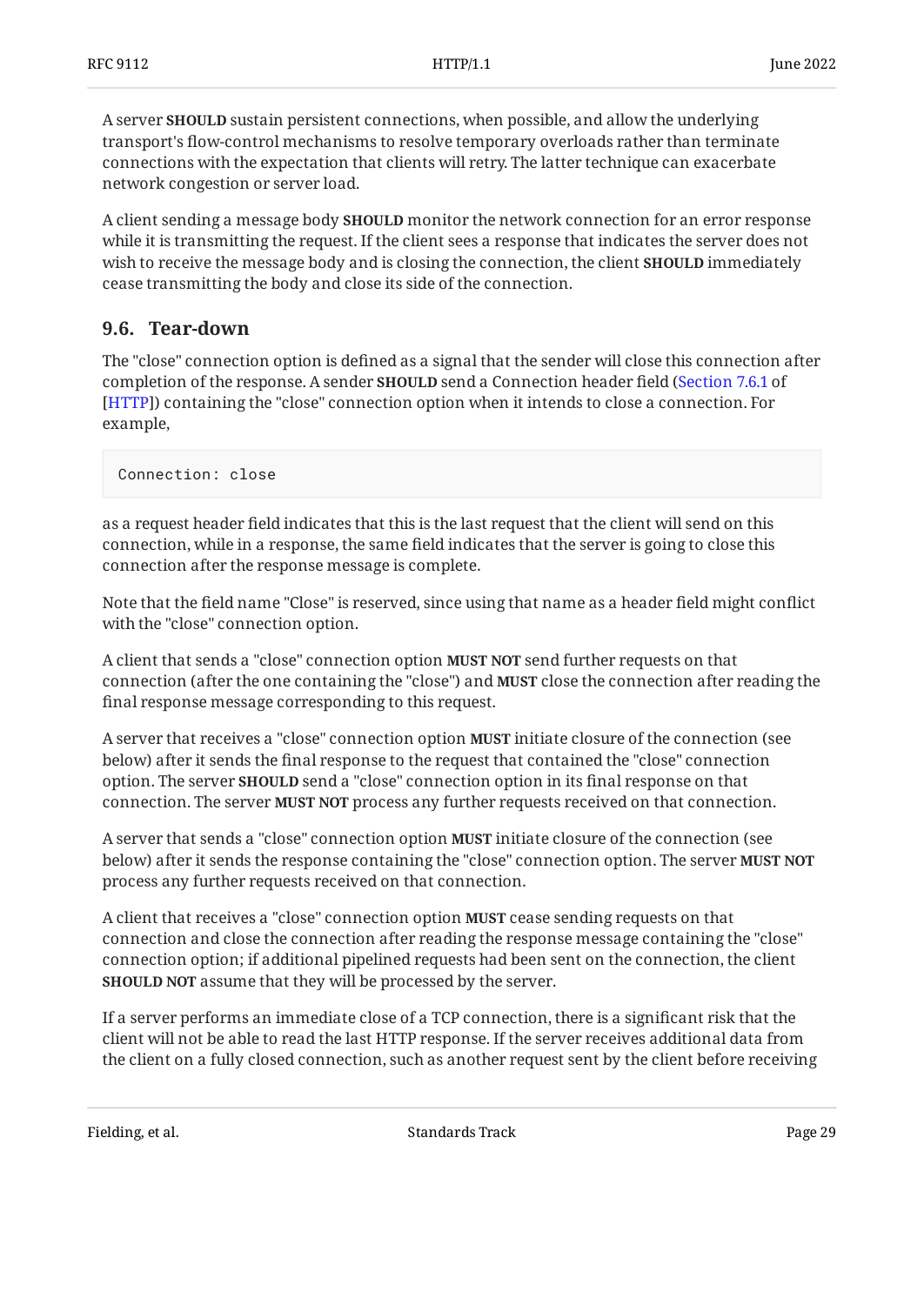A server **SHOULD** sustain persistent connections, when possible, and allow the underlying transport's flow-control mechanisms to resolve temporary overloads rather than terminate connections with the expectation that clients will retry. The latter technique can exacerbate network congestion or server load.

A client sending a message body **SHOULD** monitor the network connection for an error response while it is transmitting the request. If the client sees a response that indicates the server does not wish to receive the message body and is closing the connection, the client **SHOULD** immediately cease transmitting the body and close its side of the connection.

### 9.6. Tear-down

The "close" connection option is defined as a signal that the sender will close this connection after completion of the response. A sender **SHOULD** send a Connection header field (Section 7.6.1 of [HTTP]) containing the "close" connection option when it intends to close a connection. For example,

```
Connection: close
```

as a request header field indicates that this is the last request that the client will send on this connection, while in a response, the same field indicates that the server is going to close this connection after the response message is complete.

Note that the field name "Close" is reserved, since using that name as a header field might conflict with the "close" connection option.

A client that sends a "close" connection option **MUST NOT** send further requests on that connection (after the one containing the "close") and **MUST** close the connection after reading the final response message corresponding to this request.

A server that receives a "close" connection option **MUST** initiate closure of the connection (see below) after it sends the final response to the request that contained the "close" connection option. The server **SHOULD** send a "close" connection option in its final response on that connection. The server **MUST NOT** process any further requests received on that connection.

A server that sends a "close" connection option **MUST** initiate closure of the connection (see below) after it sends the response containing the "close" connection option. The server **MUST NOT** process any further requests received on that connection.

A client that receives a "close" connection option **MUST** cease sending requests on that connection and close the connection after reading the response message containing the "close" connection option; if additional pipelined requests had been sent on the connection, the client **SHOULD NOT** assume that they will be processed by the server.

If a server performs an immediate close of a TCP connection, there is a significant risk that the client will not be able to read the last HTTP response. If the server receives additional data from the client on a fully closed connection, such as another request sent by the client before receiving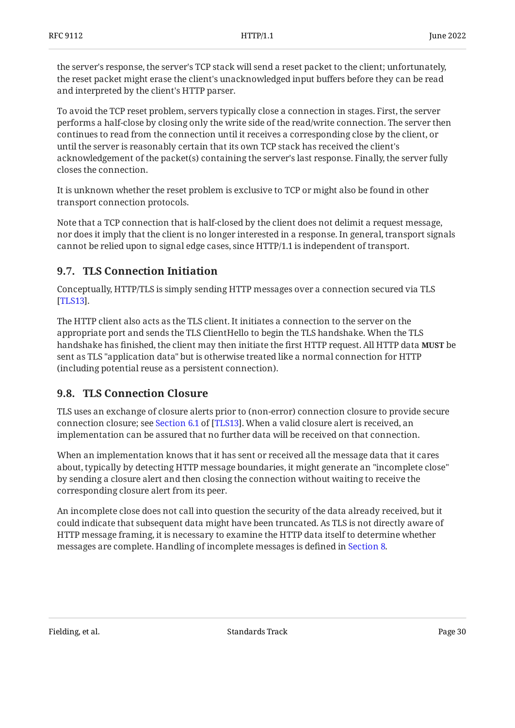the server's response, the server's TCP stack will send a reset packet to the client; unfortunately, the reset packet might erase the client's unacknowledged input buffers before they can be read and interpreted by the client's HTTP parser.

To avoid the TCP reset problem, servers typically close a connection in stages. First, the server performs a half-close by closing only the write side of the read/write connection. The server then continues to read from the connection until it receives a corresponding close by the client, or until the server is reasonably certain that its own TCP stack has received the client's acknowledgement of the packet(s) containing the server's last response. Finally, the server fully closes the connection.

It is unknown whether the reset problem is exclusive to TCP or might also be found in other transport connection protocols.

Note that a TCP connection that is half-closed by the client does not delimit a request message, nor does it imply that the client is no longer interested in a response. In general, transport signals cannot be relied upon to signal edge cases, since HTTP/1.1 is independent of transport.

## 9.7. TLS Connection Initiation

Conceptually, HTTP/TLS is simply sending HTTP messages over a connection secured via TLS [TLS13].

The HTTP client also acts as the TLS client. It initiates a connection to the server on the appropriate port and sends the TLS ClientHello to begin the TLS handshake. When the TLS handshake has finished, the client may then initiate the first HTTP request. All HTTP data **MUST** be sent as TLS "application data" but is otherwise treated like a normal connection for HTTP (including potential reuse as a persistent connection).

## 9.8. TLS Connection Closure

TLS uses an exchange of closure alerts prior to (non-error) connection closure to provide secure connection closure; see Section 6.1 of [TLS13]. When a valid closure alert is received, an implementation can be assured that no further data will be received on that connection.

When an implementation knows that it has sent or received all the message data that it cares about, typically by detecting HTTP message boundaries, it might generate an "incomplete close" by sending a closure alert and then closing the connection without waiting to receive the corresponding closure alert from its peer.

An incomplete close does not call into question the security of the data already received, but it could indicate that subsequent data might have been truncated. As TLS is not directly aware of HTTP message framing, it is necessary to examine the HTTP data itself to determine whether messages are complete. Handling of incomplete messages is defined in Section 8.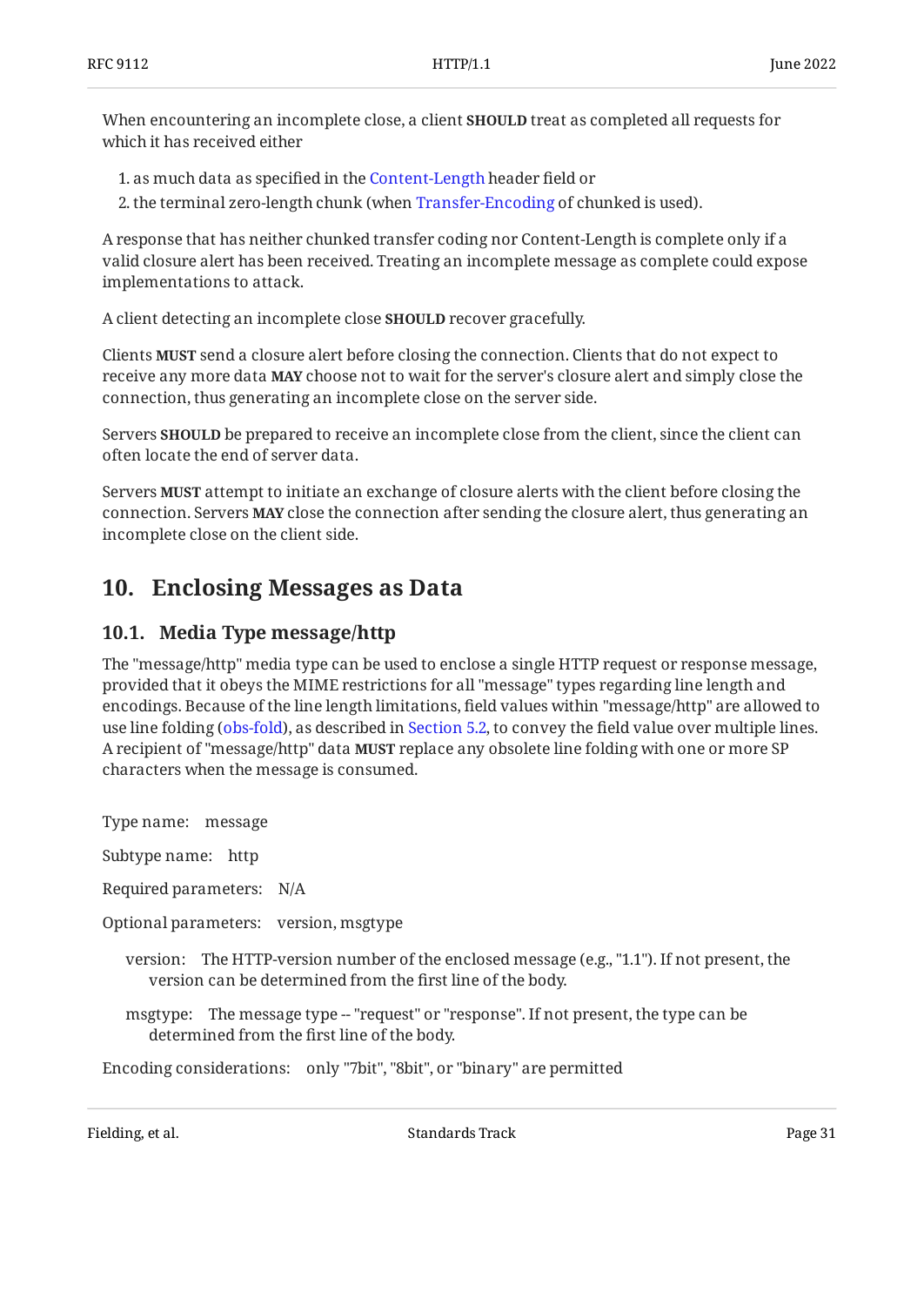When encountering an incomplete close, a client **SHOULD** treat as completed all requests for which it has received either

1. as much data as specified in the Content-Length header field or
2. the terminal zero-length chunk (when Transfer-Encoding of chunked is used).

A response that has neither chunked transfer coding nor Content-Length is complete only if a valid closure alert has been received. Treating an incomplete message as complete could expose implementations to attack.

A client detecting an incomplete close **SHOULD** recover gracefully.

Clients **MUST** send a closure alert before closing the connection. Clients that do not expect to receive any more data **MAY** choose not to wait for the server's closure alert and simply close the connection, thus generating an incomplete close on the server side.

Servers **SHOULD** be prepared to receive an incomplete close from the client, since the client can often locate the end of server data.

Servers **MUST** attempt to initiate an exchange of closure alerts with the client before closing the connection. Servers **MAY** close the connection after sending the closure alert, thus generating an incomplete close on the client side.

## 10. Enclosing Messages as Data

### 10.1. Media Type message/http

The "message/http" media type can be used to enclose a single HTTP request or response message, provided that it obeys the MIME restrictions for all "message" types regarding line length and encodings. Because of the line length limitations, field values within "message/http" are allowed to use line folding (obs-fold), as described in Section 5.2, to convey the field value over multiple lines. A recipient of "message/http" data **MUST** replace any obsolete line folding with one or more SP characters when the message is consumed.

Type name: message

Subtype name: http

Required parameters: N/A

Optional parameters: version, msgtype

version: The HTTP-version number of the enclosed message (e.g., "1.1"). If not present, the version can be determined from the first line of the body.

msgtype: The message type -- "request" or "response". If not present, the type can be determined from the first line of the body.

Encoding considerations: only "7bit", "8bit", or "binary" are permitted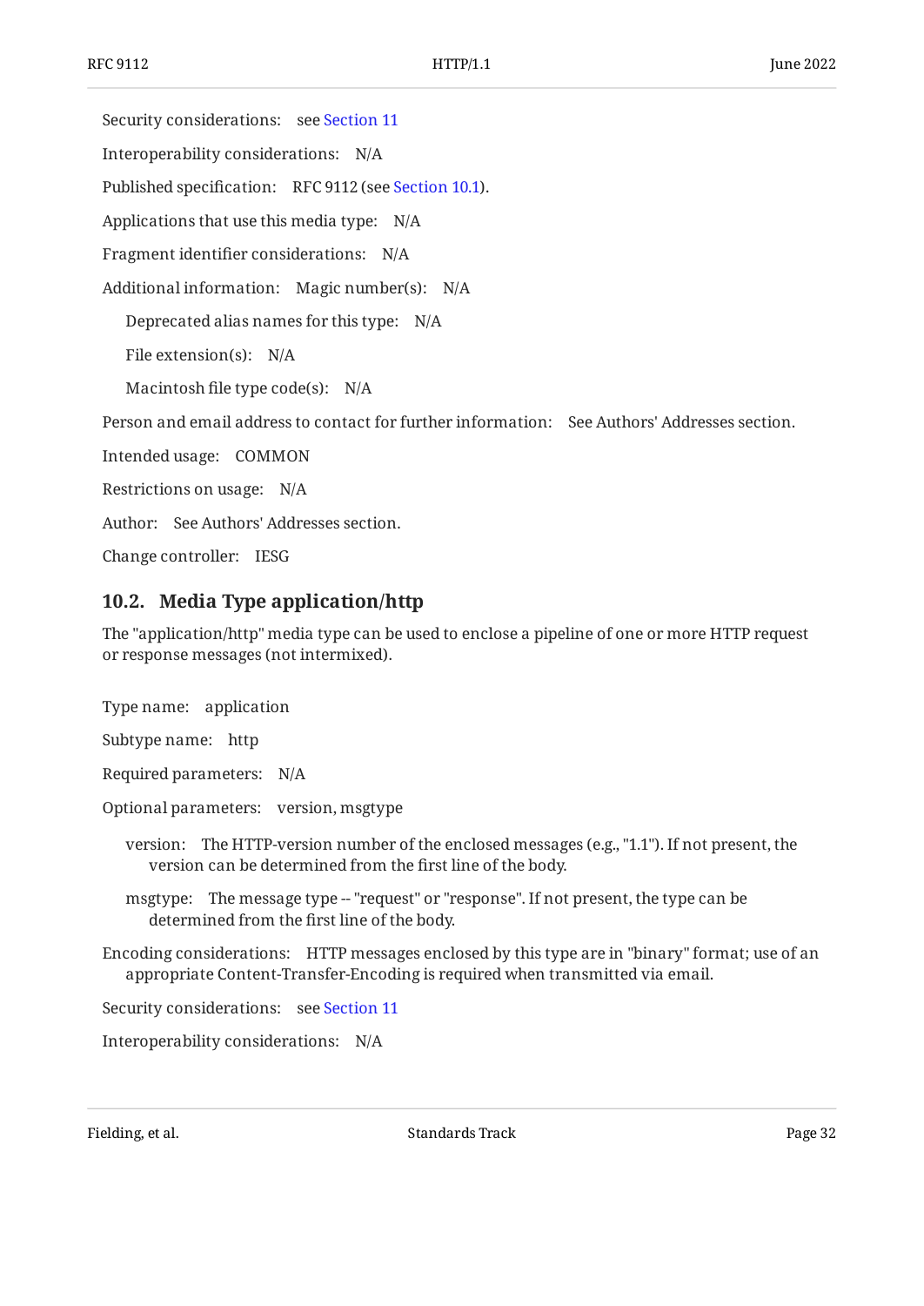Security considerations: see Section 11

Interoperability considerations: N/A

Published specification: RFC 9112 (see Section 10.1).

Applications that use this media type: N/A

Fragment identifier considerations: N/A

Additional information: Magic number(s): N/A

Deprecated alias names for this type: N/A

File extension(s): N/A

Macintosh file type code(s): N/A

Person and email address to contact for further information: See Authors' Addresses section.

Intended usage: COMMON

Restrictions on usage: N/A

Author: See Authors' Addresses section.

Change controller: IESG

### 10.2. Media Type application/http

The "application/http" media type can be used to enclose a pipeline of one or more HTTP request or response messages (not intermixed).

Type name: application

Subtype name: http

Required parameters: N/A

Optional parameters: version, msgtype

version: The HTTP-version number of the enclosed messages (e.g., "1.1"). If not present, the version can be determined from the first line of the body.

msgtype: The message type -- "request" or "response". If not present, the type can be determined from the first line of the body.

Encoding considerations: HTTP messages enclosed by this type are in "binary" format; use of an appropriate Content-Transfer-Encoding is required when transmitted via email.

Security considerations: see Section 11

Interoperability considerations: N/A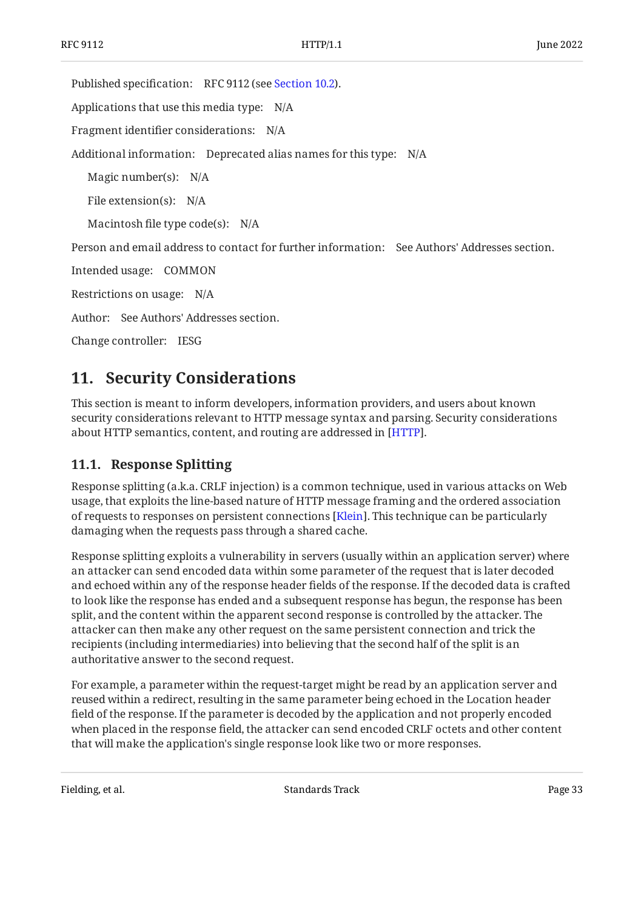Published specification: RFC 9112 (see Section 10.2).

Applications that use this media type: N/A

Fragment identifier considerations: N/A

Additional information: Deprecated alias names for this type: N/A

Magic number(s): N/A

File extension(s): N/A

Macintosh file type code(s): N/A

Person and email address to contact for further information: See Authors' Addresses section.

Intended usage: COMMON

Restrictions on usage: N/A

Author: See Authors' Addresses section.

Change controller: IESG

## 11. Security Considerations

This section is meant to inform developers, information providers, and users about known security considerations relevant to HTTP message syntax and parsing. Security considerations about HTTP semantics, content, and routing are addressed in [HTTP].

### 11.1. Response Splitting

Response splitting (a.k.a. CRLF injection) is a common technique, used in various attacks on Web usage, that exploits the line-based nature of HTTP message framing and the ordered association of requests to responses on persistent connections [Klein]. This technique can be particularly damaging when the requests pass through a shared cache.

Response splitting exploits a vulnerability in servers (usually within an application server) where an attacker can send encoded data within some parameter of the request that is later decoded and echoed within any of the response header fields of the response. If the decoded data is crafted to look like the response has ended and a subsequent response has begun, the response has been split, and the content within the apparent second response is controlled by the attacker. The attacker can then make any other request on the same persistent connection and trick the recipients (including intermediaries) into believing that the second half of the split is an authoritative answer to the second request.

For example, a parameter within the request-target might be read by an application server and reused within a redirect, resulting in the same parameter being echoed in the Location header field of the response. If the parameter is decoded by the application and not properly encoded when placed in the response field, the attacker can send encoded CRLF octets and other content that will make the application's single response look like two or more responses.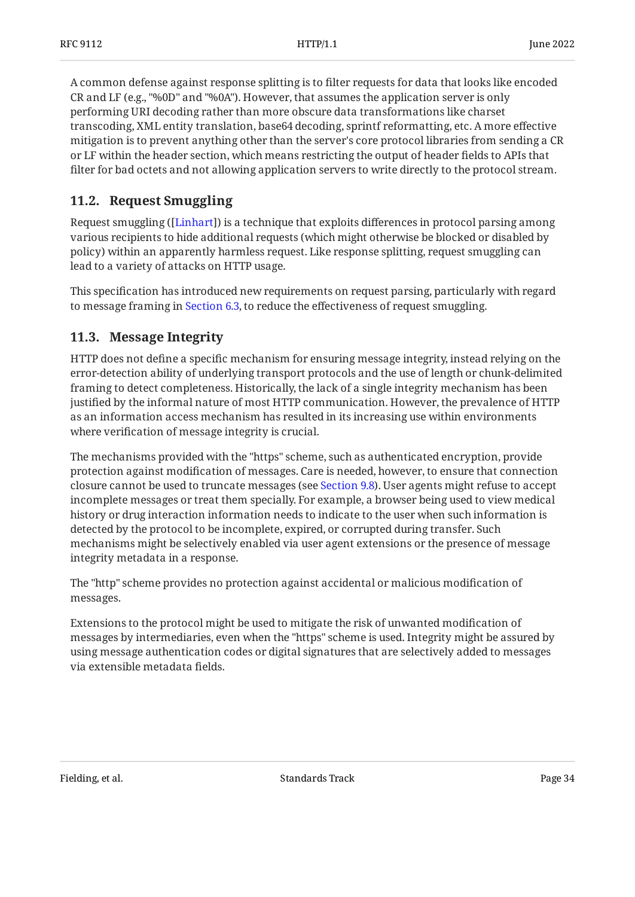A common defense against response splitting is to filter requests for data that looks like encoded CR and LF (e.g., "%0D" and "%0A"). However, that assumes the application server is only performing URI decoding rather than more obscure data transformations like charset transcoding, XML entity translation, base64 decoding, sprintf reformatting, etc. A more effective mitigation is to prevent anything other than the server's core protocol libraries from sending a CR or LF within the header section, which means restricting the output of header fields to APIs that filter for bad octets and not allowing application servers to write directly to the protocol stream.

## 11.2. Request Smuggling

Request smuggling ([Linhart]) is a technique that exploits differences in protocol parsing among various recipients to hide additional requests (which might otherwise be blocked or disabled by policy) within an apparently harmless request. Like response splitting, request smuggling can lead to a variety of attacks on HTTP usage.

This specification has introduced new requirements on request parsing, particularly with regard to message framing in Section 6.3, to reduce the effectiveness of request smuggling.

## 11.3. Message Integrity

HTTP does not define a specific mechanism for ensuring message integrity, instead relying on the error-detection ability of underlying transport protocols and the use of length or chunk-delimited framing to detect completeness. Historically, the lack of a single integrity mechanism has been justified by the informal nature of most HTTP communication. However, the prevalence of HTTP as an information access mechanism has resulted in its increasing use within environments where verification of message integrity is crucial.

The mechanisms provided with the "https" scheme, such as authenticated encryption, provide protection against modification of messages. Care is needed, however, to ensure that connection closure cannot be used to truncate messages (see Section 9.8). User agents might refuse to accept incomplete messages or treat them specially. For example, a browser being used to view medical history or drug interaction information needs to indicate to the user when such information is detected by the protocol to be incomplete, expired, or corrupted during transfer. Such mechanisms might be selectively enabled via user agent extensions or the presence of message integrity metadata in a response.

The "http" scheme provides no protection against accidental or malicious modification of messages.

Extensions to the protocol might be used to mitigate the risk of unwanted modification of messages by intermediaries, even when the "https" scheme is used. Integrity might be assured by using message authentication codes or digital signatures that are selectively added to messages via extensible metadata fields.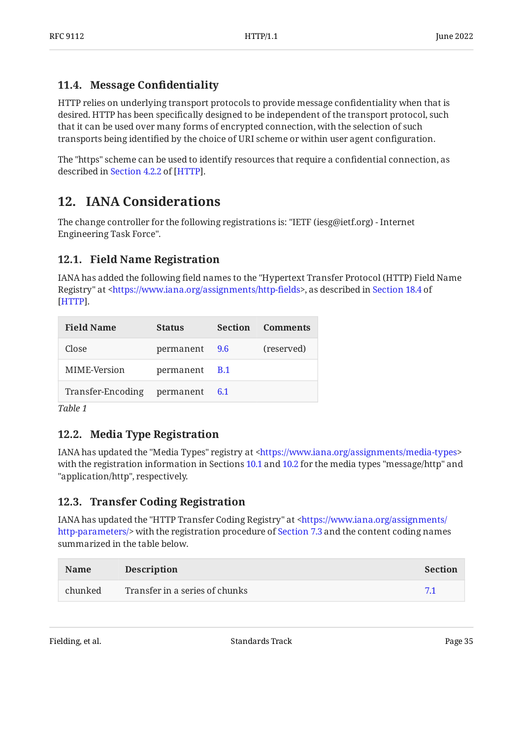### 11.4. Message Confidentiality

HTTP relies on underlying transport protocols to provide message confidentiality when that is desired. HTTP has been specifically designed to be independent of the transport protocol, such that it can be used over many forms of encrypted connection, with the selection of such transports being identified by the choice of URI scheme or within user agent configuration.

The "https" scheme can be used to identify resources that require a confidential connection, as described in Section 4.2.2 of [HTTP].

## 12. IANA Considerations

The change controller for the following registrations is: "IETF (iesg@ietf.org) - Internet Engineering Task Force".

### 12.1. Field Name Registration

IANA has added the following field names to the "Hypertext Transfer Protocol (HTTP) Field Name Registry" at <https://www.iana.org/assignments/http-fields>, as described in Section 18.4 of [HTTP].

| Field Name | Status | Section | Comments |
|---|---|---|---|
| Close | permanent | 9.6 | (reserved) |
| MIME-Version | permanent | B.1 | |
| Transfer-Encoding | permanent | 6.1 | |

*Table 1*

### 12.2. Media Type Registration

IANA has updated the "Media Types" registry at <https://www.iana.org/assignments/media-types> with the registration information in Sections 10.1 and 10.2 for the media types "message/http" and "application/http", respectively.

### 12.3. Transfer Coding Registration

IANA has updated the "HTTP Transfer Coding Registry" at <https://www.iana.org/assignments/http-parameters/> with the registration procedure of Section 7.3 and the content coding names summarized in the table below.

| Name | Description | Section |
|---|---|---|
| chunked | Transfer in a series of chunks | 7.1 |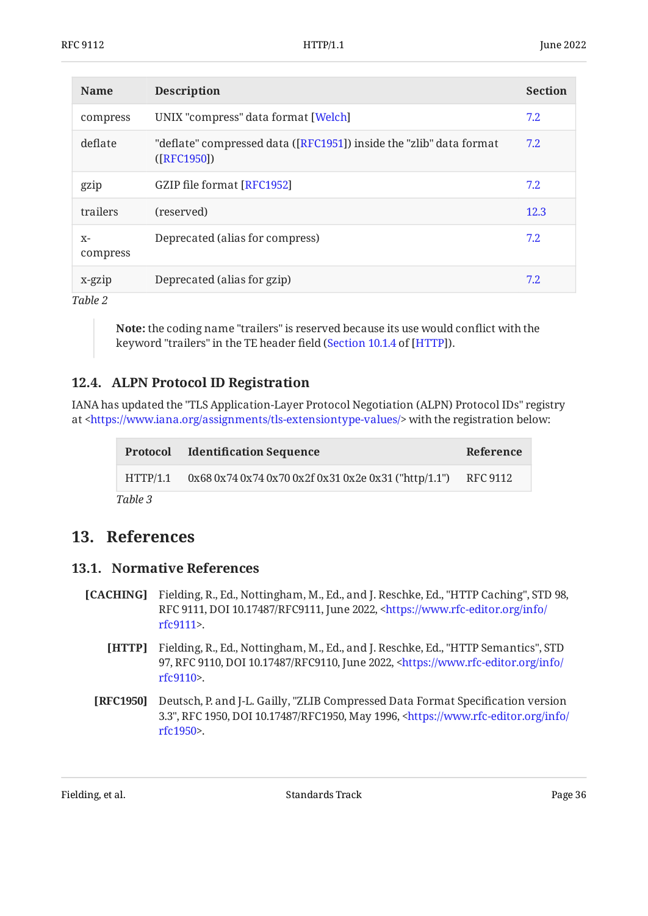| Name | Description | Section |
|---|---|---|
| compress | UNIX "compress" data format [Welch] | 7.2 |
| deflate | "deflate" compressed data ([RFC1951]) inside the "zlib" data format ([RFC1950]) | 7.2 |
| gzip | GZIP file format [RFC1952] | 7.2 |
| trailers | (reserved) | 12.3 |
| x-compress | Deprecated (alias for compress) | 7.2 |
| x-gzip | Deprecated (alias for gzip) | 7.2 |

*Table 2*

> **Note:** the coding name "trailers" is reserved because its use would conflict with the keyword "trailers" in the TE header field (Section 10.1.4 of [HTTP]).

### 12.4. ALPN Protocol ID Registration

IANA has updated the "TLS Application-Layer Protocol Negotiation (ALPN) Protocol IDs" registry at <https://www.iana.org/assignments/tls-extensiontype-values/> with the registration below:

| Protocol | Identification Sequence | Reference |
|---|---|---|
| HTTP/1.1 | 0x68 0x74 0x74 0x70 0x2f 0x31 0x2e 0x31 ("http/1.1") | RFC 9112 |

*Table 3*

## 13. References

### 13.1. Normative References

**[CACHING]** Fielding, R., Ed., Nottingham, M., Ed., and J. Reschke, Ed., "HTTP Caching", STD 98, RFC 9111, DOI 10.17487/RFC9111, June 2022, <https://www.rfc-editor.org/info/rfc9111>.

**[HTTP]** Fielding, R., Ed., Nottingham, M., Ed., and J. Reschke, Ed., "HTTP Semantics", STD 97, RFC 9110, DOI 10.17487/RFC9110, June 2022, <https://www.rfc-editor.org/info/rfc9110>.

**[RFC1950]** Deutsch, P. and J-L. Gailly, "ZLIB Compressed Data Format Specification version 3.3", RFC 1950, DOI 10.17487/RFC1950, May 1996, <https://www.rfc-editor.org/info/rfc1950>.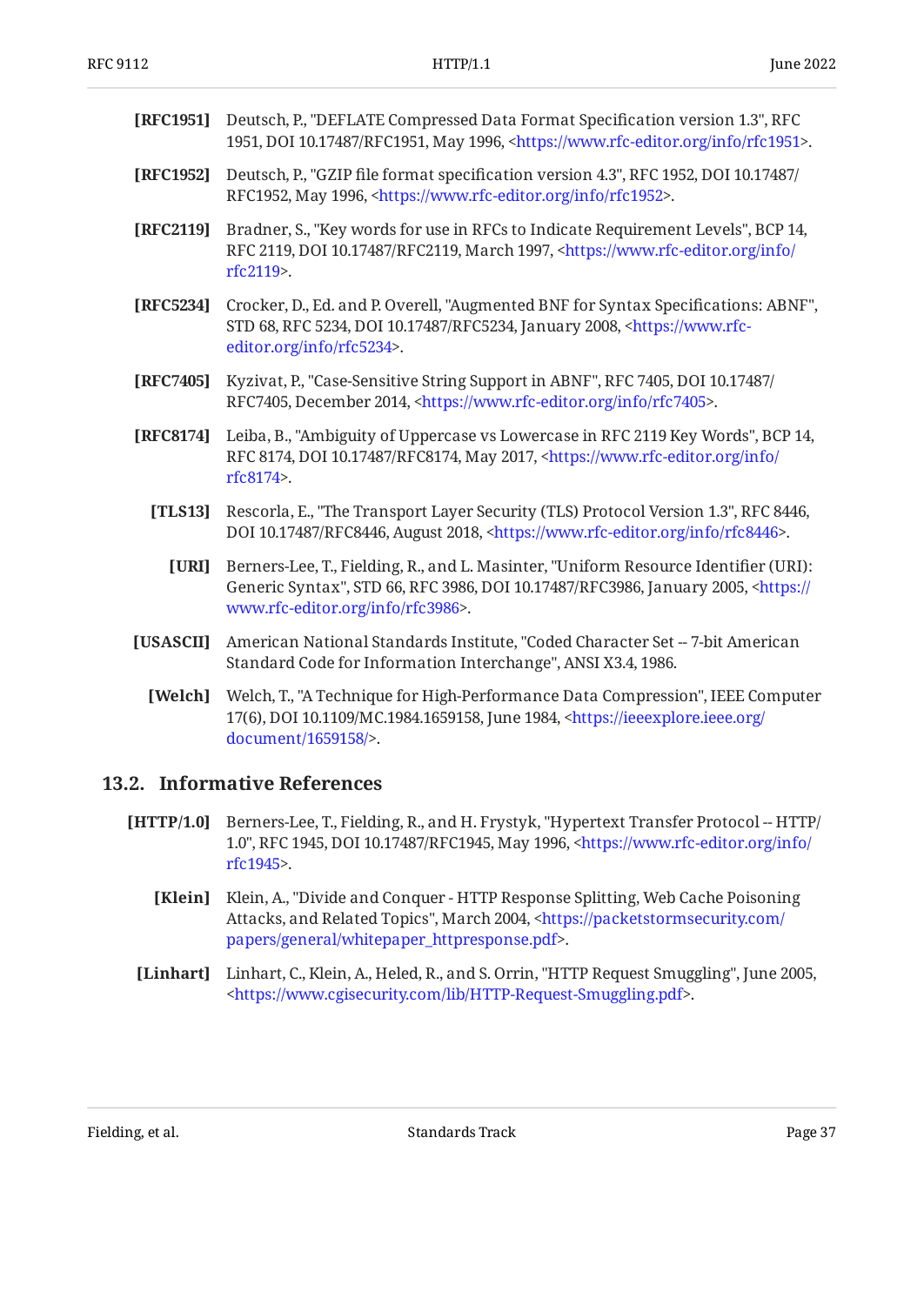**[RFC1951]** Deutsch, P., "DEFLATE Compressed Data Format Specification version 1.3", RFC 1951, DOI 10.17487/RFC1951, May 1996, <https://www.rfc-editor.org/info/rfc1951>.

**[RFC1952]** Deutsch, P., "GZIP file format specification version 4.3", RFC 1952, DOI 10.17487/RFC1952, May 1996, <https://www.rfc-editor.org/info/rfc1952>.

**[RFC2119]** Bradner, S., "Key words for use in RFCs to Indicate Requirement Levels", BCP 14, RFC 2119, DOI 10.17487/RFC2119, March 1997, <https://www.rfc-editor.org/info/rfc2119>.

**[RFC5234]** Crocker, D., Ed. and P. Overell, "Augmented BNF for Syntax Specifications: ABNF", STD 68, RFC 5234, DOI 10.17487/RFC5234, January 2008, <https://www.rfc-editor.org/info/rfc5234>.

**[RFC7405]** Kyzivat, P., "Case-Sensitive String Support in ABNF", RFC 7405, DOI 10.17487/RFC7405, December 2014, <https://www.rfc-editor.org/info/rfc7405>.

**[RFC8174]** Leiba, B., "Ambiguity of Uppercase vs Lowercase in RFC 2119 Key Words", BCP 14, RFC 8174, DOI 10.17487/RFC8174, May 2017, <https://www.rfc-editor.org/info/rfc8174>.

**[TLS13]** Rescorla, E., "The Transport Layer Security (TLS) Protocol Version 1.3", RFC 8446, DOI 10.17487/RFC8446, August 2018, <https://www.rfc-editor.org/info/rfc8446>.

**[URI]** Berners-Lee, T., Fielding, R., and L. Masinter, "Uniform Resource Identifier (URI): Generic Syntax", STD 66, RFC 3986, DOI 10.17487/RFC3986, January 2005, <https://www.rfc-editor.org/info/rfc3986>.

**[USASCII]** American National Standards Institute, "Coded Character Set -- 7-bit American Standard Code for Information Interchange", ANSI X3.4, 1986.

**[Welch]** Welch, T., "A Technique for High-Performance Data Compression", IEEE Computer 17(6), DOI 10.1109/MC.1984.1659158, June 1984, <https://ieeexplore.ieee.org/document/1659158/>.

### 13.2. Informative References

**[HTTP/1.0]** Berners-Lee, T., Fielding, R., and H. Frystyk, "Hypertext Transfer Protocol -- HTTP/1.0", RFC 1945, DOI 10.17487/RFC1945, May 1996, <https://www.rfc-editor.org/info/rfc1945>.

**[Klein]** Klein, A., "Divide and Conquer - HTTP Response Splitting, Web Cache Poisoning Attacks, and Related Topics", March 2004, <https://packetstormsecurity.com/papers/general/whitepaper_httpresponse.pdf>.

**[Linhart]** Linhart, C., Klein, A., Heled, R., and S. Orrin, "HTTP Request Smuggling", June 2005, <https://www.cgisecurity.com/lib/HTTP-Request-Smuggling.pdf>.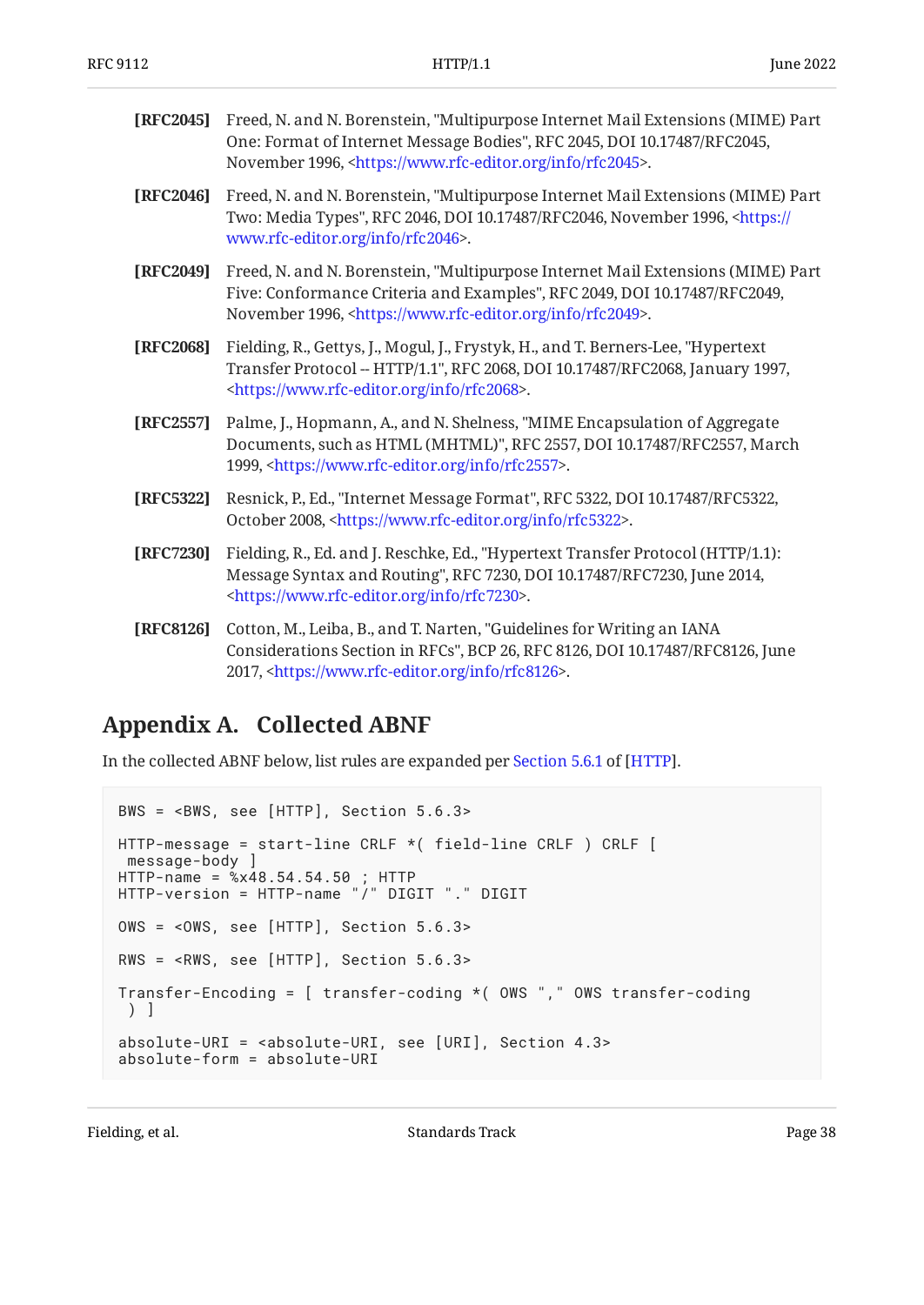**[RFC2045]** Freed, N. and N. Borenstein, "Multipurpose Internet Mail Extensions (MIME) Part One: Format of Internet Message Bodies", RFC 2045, DOI 10.17487/RFC2045, November 1996, <https://www.rfc-editor.org/info/rfc2045>.

**[RFC2046]** Freed, N. and N. Borenstein, "Multipurpose Internet Mail Extensions (MIME) Part Two: Media Types", RFC 2046, DOI 10.17487/RFC2046, November 1996, <https://www.rfc-editor.org/info/rfc2046>.

**[RFC2049]** Freed, N. and N. Borenstein, "Multipurpose Internet Mail Extensions (MIME) Part Five: Conformance Criteria and Examples", RFC 2049, DOI 10.17487/RFC2049, November 1996, <https://www.rfc-editor.org/info/rfc2049>.

**[RFC2068]** Fielding, R., Gettys, J., Mogul, J., Frystyk, H., and T. Berners-Lee, "Hypertext Transfer Protocol -- HTTP/1.1", RFC 2068, DOI 10.17487/RFC2068, January 1997, <https://www.rfc-editor.org/info/rfc2068>.

**[RFC2557]** Palme, J., Hopmann, A., and N. Shelness, "MIME Encapsulation of Aggregate Documents, such as HTML (MHTML)", RFC 2557, DOI 10.17487/RFC2557, March 1999, <https://www.rfc-editor.org/info/rfc2557>.

**[RFC5322]** Resnick, P., Ed., "Internet Message Format", RFC 5322, DOI 10.17487/RFC5322, October 2008, <https://www.rfc-editor.org/info/rfc5322>.

**[RFC7230]** Fielding, R., Ed. and J. Reschke, Ed., "Hypertext Transfer Protocol (HTTP/1.1): Message Syntax and Routing", RFC 7230, DOI 10.17487/RFC7230, June 2014, <https://www.rfc-editor.org/info/rfc7230>.

**[RFC8126]** Cotton, M., Leiba, B., and T. Narten, "Guidelines for Writing an IANA Considerations Section in RFCs", BCP 26, RFC 8126, DOI 10.17487/RFC8126, June 2017, <https://www.rfc-editor.org/info/rfc8126>.

# Appendix A. Collected ABNF

In the collected ABNF below, list rules are expanded per Section 5.6.1 of [HTTP].

```
BWS = <BWS, see [HTTP], Section 5.6.3>

HTTP-message = start-line CRLF *( field-line CRLF ) CRLF [
 message-body ]
HTTP-name = %x48.54.54.50 ; HTTP
HTTP-version = HTTP-name "/" DIGIT "." DIGIT

OWS = <OWS, see [HTTP], Section 5.6.3>

RWS = <RWS, see [HTTP], Section 5.6.3>

Transfer-Encoding = [ transfer-coding *( OWS "," OWS transfer-coding
 ) ]

absolute-URI = <absolute-URI, see [URI], Section 4.3>
absolute-form = absolute-URI
```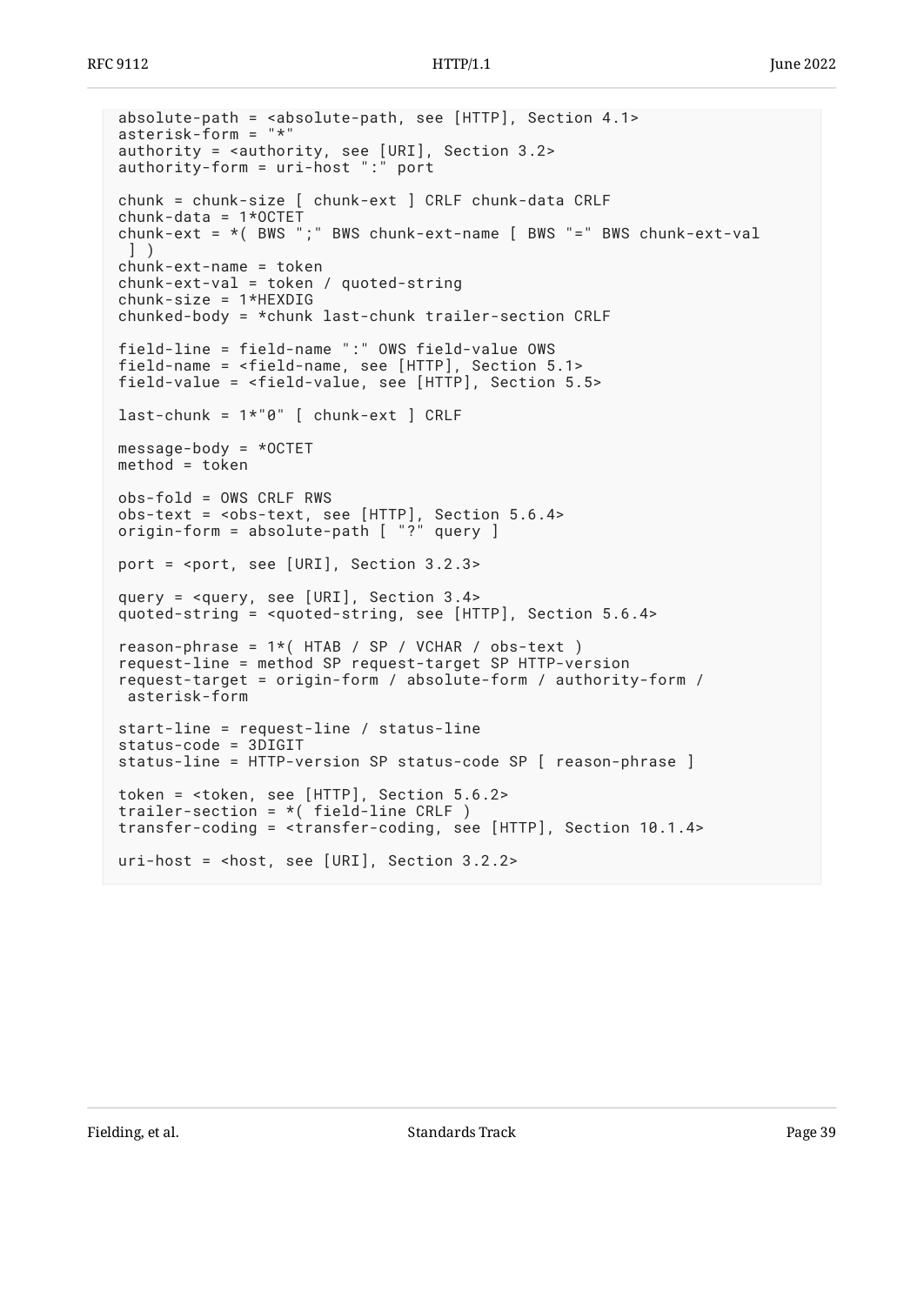```
absolute-path = <absolute-path, see [HTTP], Section 4.1>
asterisk-form = "*"
authority = <authority, see [URI], Section 3.2>
authority-form = uri-host ":" port

chunk = chunk-size [ chunk-ext ] CRLF chunk-data CRLF
chunk-data = 1*OCTET
chunk-ext = *( BWS ";" BWS chunk-ext-name [ BWS "=" BWS chunk-ext-val
 ] )
chunk-ext-name = token
chunk-ext-val = token / quoted-string
chunk-size = 1*HEXDIG
chunked-body = *chunk last-chunk trailer-section CRLF

field-line = field-name ":" OWS field-value OWS
field-name = <field-name, see [HTTP], Section 5.1>
field-value = <field-value, see [HTTP], Section 5.5>

last-chunk = 1*"0" [ chunk-ext ] CRLF

message-body = *OCTET
method = token

obs-fold = OWS CRLF RWS
obs-text = <obs-text, see [HTTP], Section 5.6.4>
origin-form = absolute-path [ "?" query ]

port = <port, see [URI], Section 3.2.3>

query = <query, see [URI], Section 3.4>
quoted-string = <quoted-string, see [HTTP], Section 5.6.4>

reason-phrase = 1*( HTAB / SP / VCHAR / obs-text )
request-line = method SP request-target SP HTTP-version
request-target = origin-form / absolute-form / authority-form /
 asterisk-form

start-line = request-line / status-line
status-code = 3DIGIT
status-line = HTTP-version SP status-code SP [ reason-phrase ]

token = <token, see [HTTP], Section 5.6.2>
trailer-section = *( field-line CRLF )
transfer-coding = <transfer-coding, see [HTTP], Section 10.1.4>

uri-host = <host, see [URI], Section 3.2.2>
```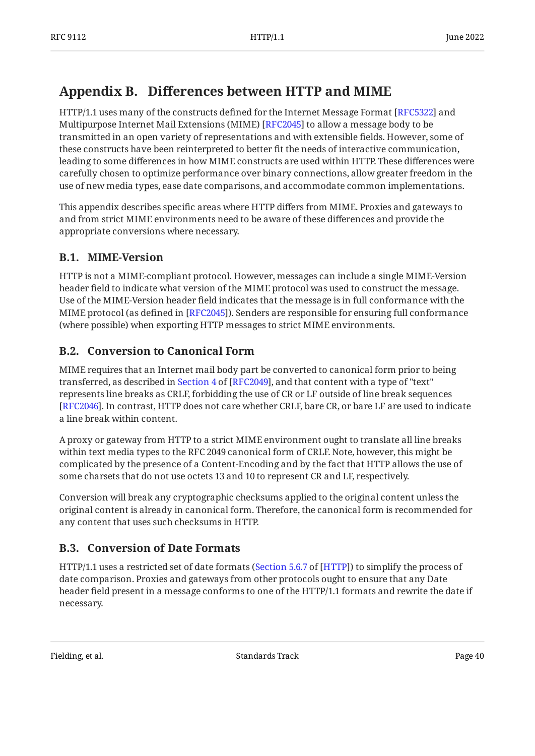# Appendix B. Differences between HTTP and MIME

HTTP/1.1 uses many of the constructs defined for the Internet Message Format [RFC5322] and Multipurpose Internet Mail Extensions (MIME) [RFC2045] to allow a message body to be transmitted in an open variety of representations and with extensible fields. However, some of these constructs have been reinterpreted to better fit the needs of interactive communication, leading to some differences in how MIME constructs are used within HTTP. These differences were carefully chosen to optimize performance over binary connections, allow greater freedom in the use of new media types, ease date comparisons, and accommodate common implementations.

This appendix describes specific areas where HTTP differs from MIME. Proxies and gateways to and from strict MIME environments need to be aware of these differences and provide the appropriate conversions where necessary.

## B.1. MIME-Version

HTTP is not a MIME-compliant protocol. However, messages can include a single MIME-Version header field to indicate what version of the MIME protocol was used to construct the message. Use of the MIME-Version header field indicates that the message is in full conformance with the MIME protocol (as defined in [RFC2045]). Senders are responsible for ensuring full conformance (where possible) when exporting HTTP messages to strict MIME environments.

## B.2. Conversion to Canonical Form

MIME requires that an Internet mail body part be converted to canonical form prior to being transferred, as described in Section 4 of [RFC2049], and that content with a type of "text" represents line breaks as CRLF, forbidding the use of CR or LF outside of line break sequences [RFC2046]. In contrast, HTTP does not care whether CRLF, bare CR, or bare LF are used to indicate a line break within content.

A proxy or gateway from HTTP to a strict MIME environment ought to translate all line breaks within text media types to the RFC 2049 canonical form of CRLF. Note, however, this might be complicated by the presence of a Content-Encoding and by the fact that HTTP allows the use of some charsets that do not use octets 13 and 10 to represent CR and LF, respectively.

Conversion will break any cryptographic checksums applied to the original content unless the original content is already in canonical form. Therefore, the canonical form is recommended for any content that uses such checksums in HTTP.

## B.3. Conversion of Date Formats

HTTP/1.1 uses a restricted set of date formats (Section 5.6.7 of [HTTP]) to simplify the process of date comparison. Proxies and gateways from other protocols ought to ensure that any Date header field present in a message conforms to one of the HTTP/1.1 formats and rewrite the date if necessary.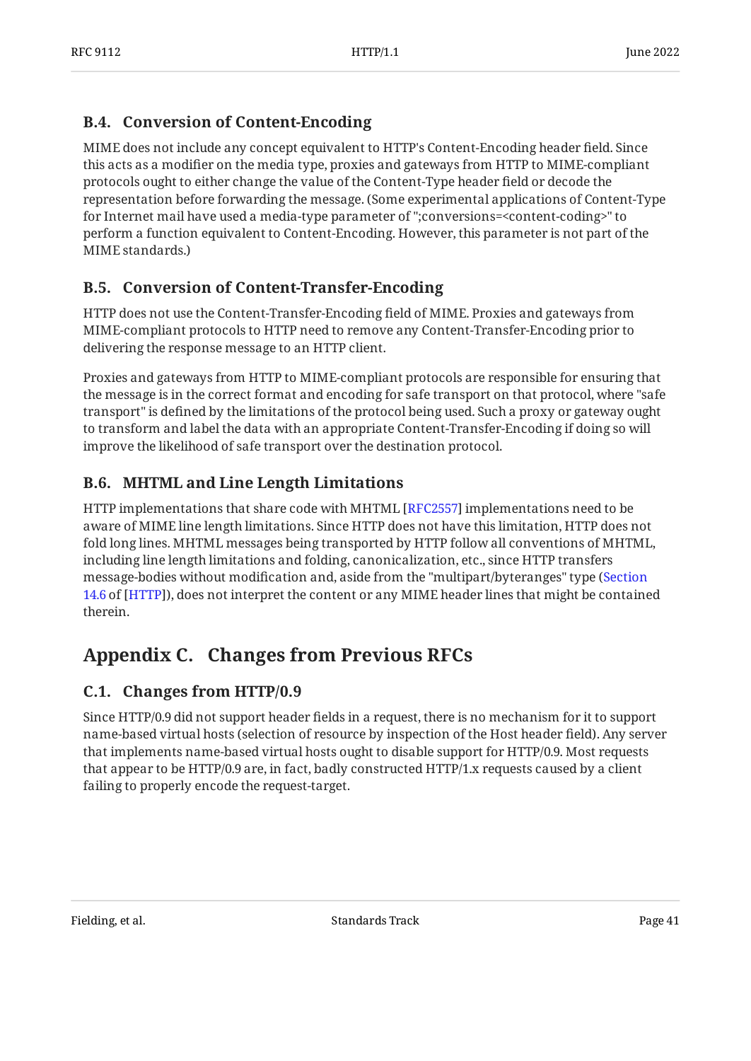### B.4. Conversion of Content-Encoding

MIME does not include any concept equivalent to HTTP's Content-Encoding header field. Since this acts as a modifier on the media type, proxies and gateways from HTTP to MIME-compliant protocols ought to either change the value of the Content-Type header field or decode the representation before forwarding the message. (Some experimental applications of Content-Type for Internet mail have used a media-type parameter of ";conversions=<content-coding>" to perform a function equivalent to Content-Encoding. However, this parameter is not part of the MIME standards.)

### B.5. Conversion of Content-Transfer-Encoding

HTTP does not use the Content-Transfer-Encoding field of MIME. Proxies and gateways from MIME-compliant protocols to HTTP need to remove any Content-Transfer-Encoding prior to delivering the response message to an HTTP client.

Proxies and gateways from HTTP to MIME-compliant protocols are responsible for ensuring that the message is in the correct format and encoding for safe transport on that protocol, where "safe transport" is defined by the limitations of the protocol being used. Such a proxy or gateway ought to transform and label the data with an appropriate Content-Transfer-Encoding if doing so will improve the likelihood of safe transport over the destination protocol.

### B.6. MHTML and Line Length Limitations

HTTP implementations that share code with MHTML [RFC2557] implementations need to be aware of MIME line length limitations. Since HTTP does not have this limitation, HTTP does not fold long lines. MHTML messages being transported by HTTP follow all conventions of MHTML, including line length limitations and folding, canonicalization, etc., since HTTP transfers message-bodies without modification and, aside from the "multipart/byteranges" type (Section 14.6 of [HTTP]), does not interpret the content or any MIME header lines that might be contained therein.

## Appendix C. Changes from Previous RFCs

### C.1. Changes from HTTP/0.9

Since HTTP/0.9 did not support header fields in a request, there is no mechanism for it to support name-based virtual hosts (selection of resource by inspection of the Host header field). Any server that implements name-based virtual hosts ought to disable support for HTTP/0.9. Most requests that appear to be HTTP/0.9 are, in fact, badly constructed HTTP/1.x requests caused by a client failing to properly encode the request-target.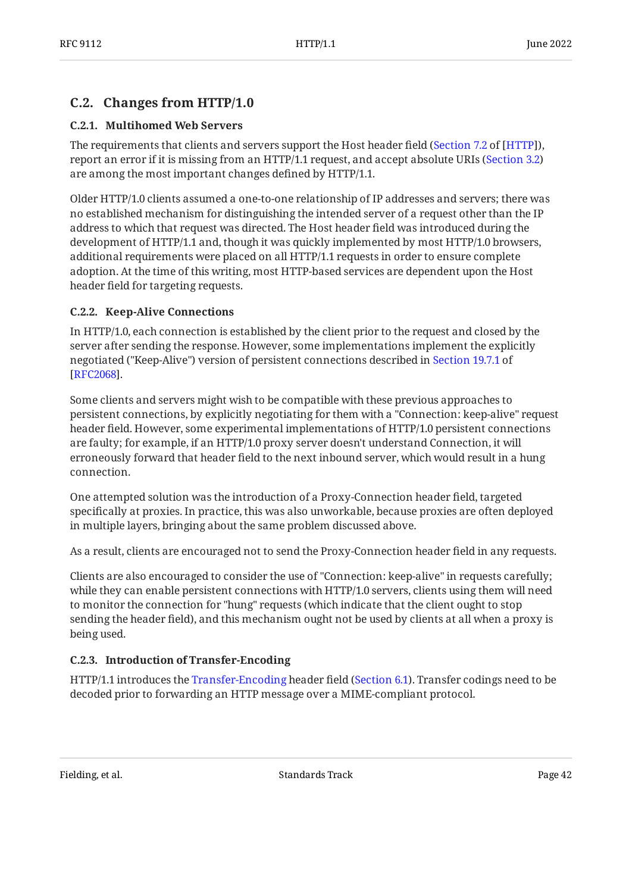## C.2. Changes from HTTP/1.0

### C.2.1. Multihomed Web Servers

The requirements that clients and servers support the Host header field (Section 7.2 of [HTTP]), report an error if it is missing from an HTTP/1.1 request, and accept absolute URIs (Section 3.2) are among the most important changes defined by HTTP/1.1.

Older HTTP/1.0 clients assumed a one-to-one relationship of IP addresses and servers; there was no established mechanism for distinguishing the intended server of a request other than the IP address to which that request was directed. The Host header field was introduced during the development of HTTP/1.1 and, though it was quickly implemented by most HTTP/1.0 browsers, additional requirements were placed on all HTTP/1.1 requests in order to ensure complete adoption. At the time of this writing, most HTTP-based services are dependent upon the Host header field for targeting requests.

### C.2.2. Keep-Alive Connections

In HTTP/1.0, each connection is established by the client prior to the request and closed by the server after sending the response. However, some implementations implement the explicitly negotiated ("Keep-Alive") version of persistent connections described in Section 19.7.1 of [RFC2068].

Some clients and servers might wish to be compatible with these previous approaches to persistent connections, by explicitly negotiating for them with a "Connection: keep-alive" request header field. However, some experimental implementations of HTTP/1.0 persistent connections are faulty; for example, if an HTTP/1.0 proxy server doesn't understand Connection, it will erroneously forward that header field to the next inbound server, which would result in a hung connection.

One attempted solution was the introduction of a Proxy-Connection header field, targeted specifically at proxies. In practice, this was also unworkable, because proxies are often deployed in multiple layers, bringing about the same problem discussed above.

As a result, clients are encouraged not to send the Proxy-Connection header field in any requests.

Clients are also encouraged to consider the use of "Connection: keep-alive" in requests carefully; while they can enable persistent connections with HTTP/1.0 servers, clients using them will need to monitor the connection for "hung" requests (which indicate that the client ought to stop sending the header field), and this mechanism ought not be used by clients at all when a proxy is being used.

### C.2.3. Introduction of Transfer-Encoding

HTTP/1.1 introduces the Transfer-Encoding header field (Section 6.1). Transfer codings need to be decoded prior to forwarding an HTTP message over a MIME-compliant protocol.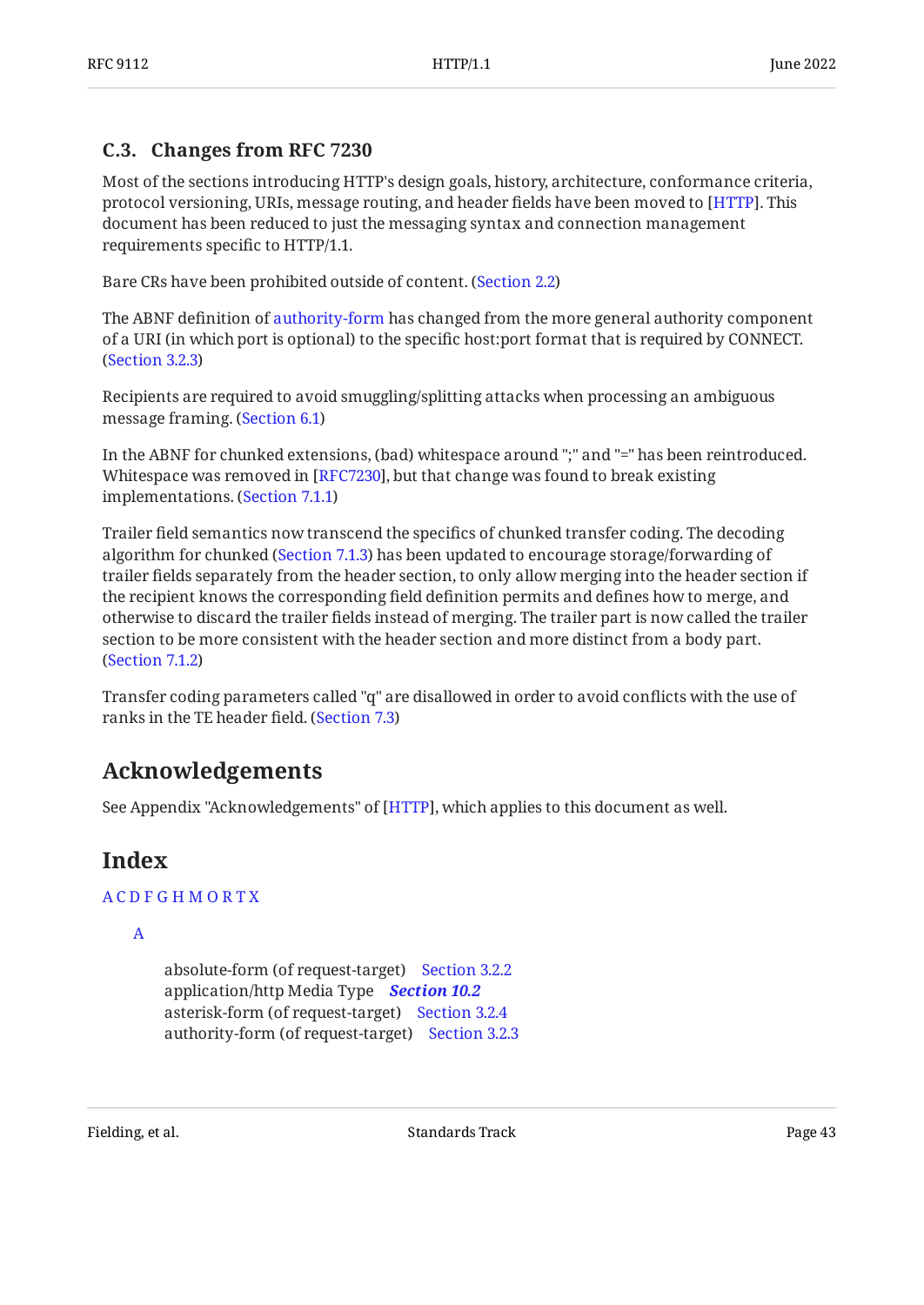### C.3. Changes from RFC 7230

Most of the sections introducing HTTP's design goals, history, architecture, conformance criteria, protocol versioning, URIs, message routing, and header fields have been moved to [HTTP]. This document has been reduced to just the messaging syntax and connection management requirements specific to HTTP/1.1.

Bare CRs have been prohibited outside of content. (Section 2.2)

The ABNF definition of authority-form has changed from the more general authority component of a URI (in which port is optional) to the specific host:port format that is required by CONNECT. (Section 3.2.3)

Recipients are required to avoid smuggling/splitting attacks when processing an ambiguous message framing. (Section 6.1)

In the ABNF for chunked extensions, (bad) whitespace around ";" and "=" has been reintroduced. Whitespace was removed in [RFC7230], but that change was found to break existing implementations. (Section 7.1.1)

Trailer field semantics now transcend the specifics of chunked transfer coding. The decoding algorithm for chunked (Section 7.1.3) has been updated to encourage storage/forwarding of trailer fields separately from the header section, to only allow merging into the header section if the recipient knows the corresponding field definition permits and defines how to merge, and otherwise to discard the trailer fields instead of merging. The trailer part is now called the trailer section to be more consistent with the header section and more distinct from a body part. (Section 7.1.2)

Transfer coding parameters called "q" are disallowed in order to avoid conflicts with the use of ranks in the TE header field. (Section 7.3)

## Acknowledgements

See Appendix "Acknowledgements" of [HTTP], which applies to this document as well.

## Index

A C D F G H M O R T X

A

- absolute-form (of request-target) Section 3.2.2
- application/http Media Type ***Section 10.2***
- asterisk-form (of request-target) Section 3.2.4
- authority-form (of request-target) Section 3.2.3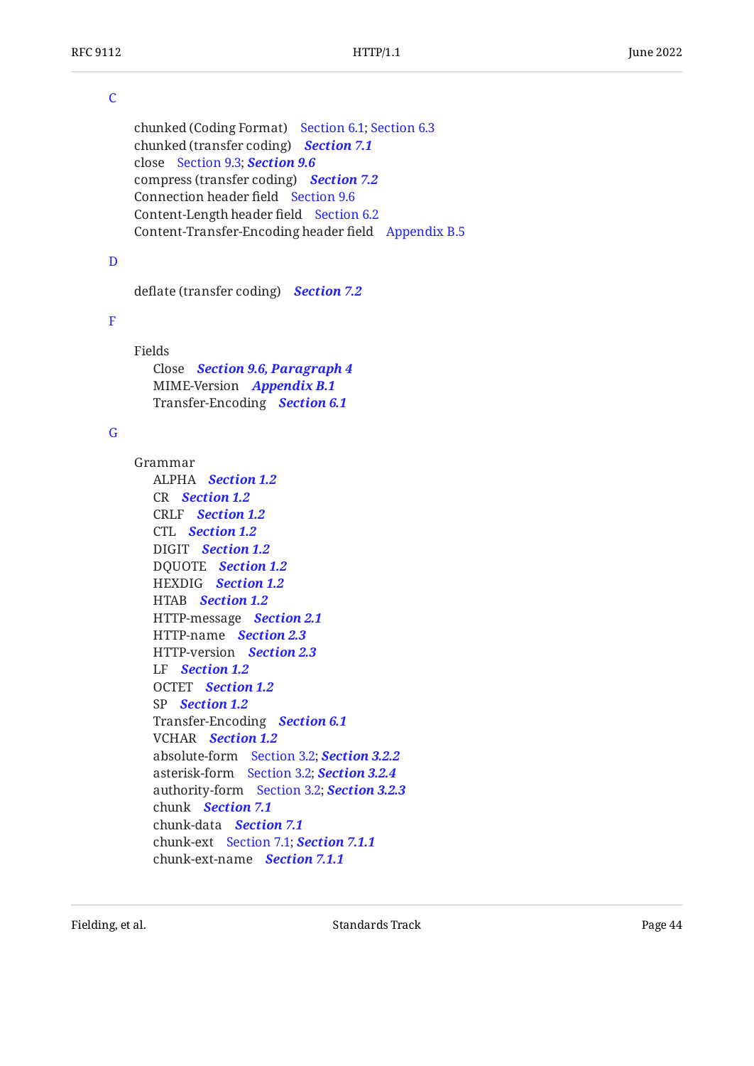C

- chunked (Coding Format)   Section 6.1; Section 6.3
- chunked (transfer coding)   ***Section 7.1***
- close   Section 9.3; ***Section 9.6***
- compress (transfer coding)   ***Section 7.2***
- Connection header field   Section 9.6
- Content-Length header field   Section 6.2
- Content-Transfer-Encoding header field   Appendix B.5

D

- deflate (transfer coding)   ***Section 7.2***

F

- Fields
  - Close   ***Section 9.6, Paragraph 4***
  - MIME-Version   ***Appendix B.1***
  - Transfer-Encoding   ***Section 6.1***

G

- Grammar
  - ALPHA   ***Section 1.2***
  - CR   ***Section 1.2***
  - CRLF   ***Section 1.2***
  - CTL   ***Section 1.2***
  - DIGIT   ***Section 1.2***
  - DQUOTE   ***Section 1.2***
  - HEXDIG   ***Section 1.2***
  - HTAB   ***Section 1.2***
  - HTTP-message   ***Section 2.1***
  - HTTP-name   ***Section 2.3***
  - HTTP-version   ***Section 2.3***
  - LF   ***Section 1.2***
  - OCTET   ***Section 1.2***
  - SP   ***Section 1.2***
  - Transfer-Encoding   ***Section 6.1***
  - VCHAR   ***Section 1.2***
  - absolute-form   Section 3.2; ***Section 3.2.2***
  - asterisk-form   Section 3.2; ***Section 3.2.4***
  - authority-form   Section 3.2; ***Section 3.2.3***
  - chunk   ***Section 7.1***
  - chunk-data   ***Section 7.1***
  - chunk-ext   Section 7.1; ***Section 7.1.1***
  - chunk-ext-name   ***Section 7.1.1***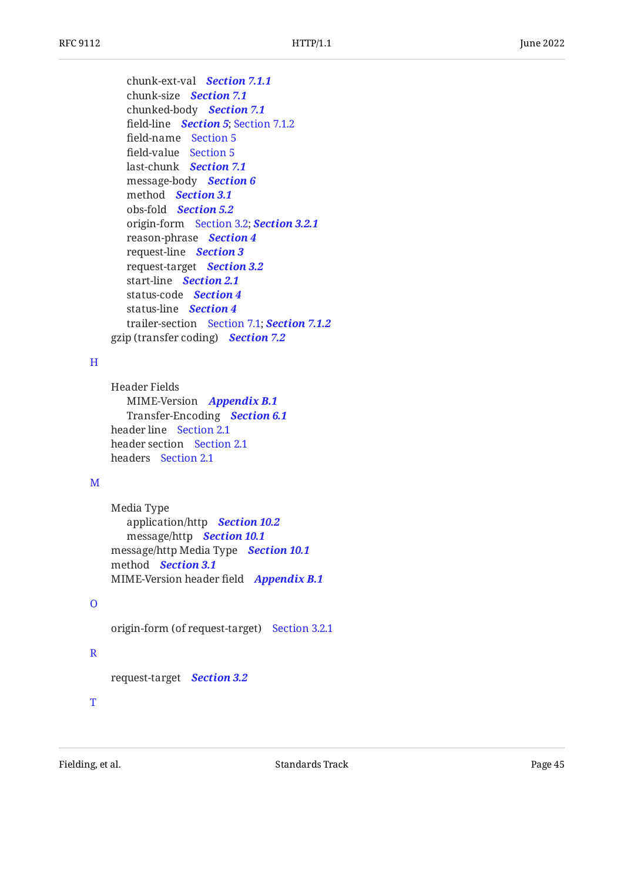- chunk-ext-val *Section 7.1.1*
  - chunk-size *Section 7.1*
  - chunked-body *Section 7.1*
  - field-line *Section 5*; Section 7.1.2
  - field-name Section 5
  - field-value Section 5
  - last-chunk *Section 7.1*
  - message-body *Section 6*
  - method *Section 3.1*
  - obs-fold *Section 5.2*
  - origin-form Section 3.2; *Section 3.2.1*
  - reason-phrase *Section 4*
  - request-line *Section 3*
  - request-target *Section 3.2*
  - start-line *Section 2.1*
  - status-code *Section 4*
  - status-line *Section 4*
  - trailer-section Section 7.1; *Section 7.1.2*
- gzip (transfer coding) *Section 7.2*

H

- Header Fields
  - MIME-Version *Appendix B.1*
  - Transfer-Encoding *Section 6.1*
- header line Section 2.1
- header section Section 2.1
- headers Section 2.1

M

- Media Type
  - application/http *Section 10.2*
  - message/http *Section 10.1*
- message/http Media Type *Section 10.1*
- method *Section 3.1*
- MIME-Version header field *Appendix B.1*

O

- origin-form (of request-target) Section 3.2.1

R

- request-target *Section 3.2*

T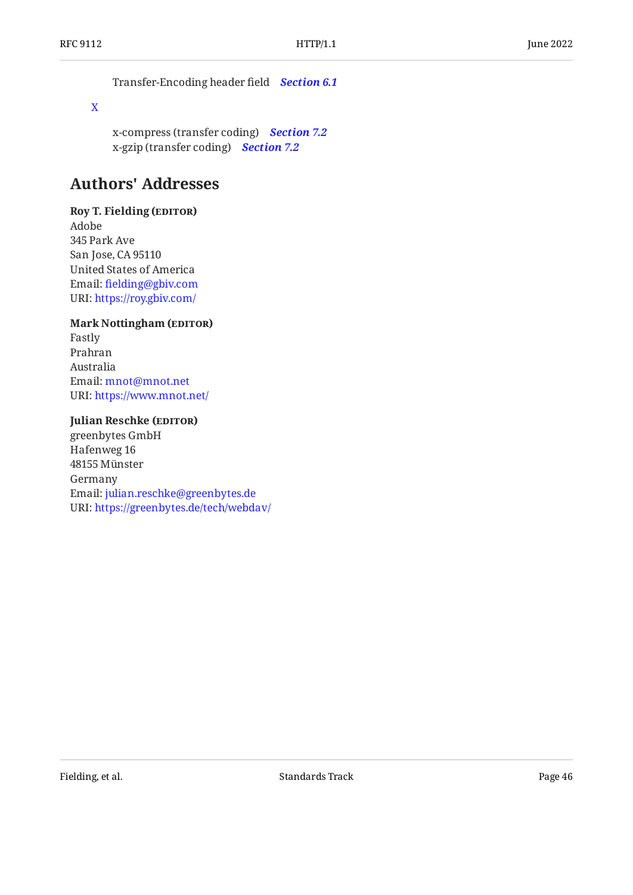Transfer-Encoding header field *Section 6.1*

X

x-compress (transfer coding) *Section 7.2*
x-gzip (transfer coding) *Section 7.2*

## Authors' Addresses

**Roy T. Fielding (EDITOR)**
Adobe
345 Park Ave
San Jose, CA 95110
United States of America
Email: fielding@gbiv.com
URI: https://roy.gbiv.com/

**Mark Nottingham (EDITOR)**
Fastly
Prahran
Australia
Email: mnot@mnot.net
URI: https://www.mnot.net/

**Julian Reschke (EDITOR)**
greenbytes GmbH
Hafenweg 16
48155 Münster
Germany
Email: julian.reschke@greenbytes.de
URI: https://greenbytes.de/tech/webdav/